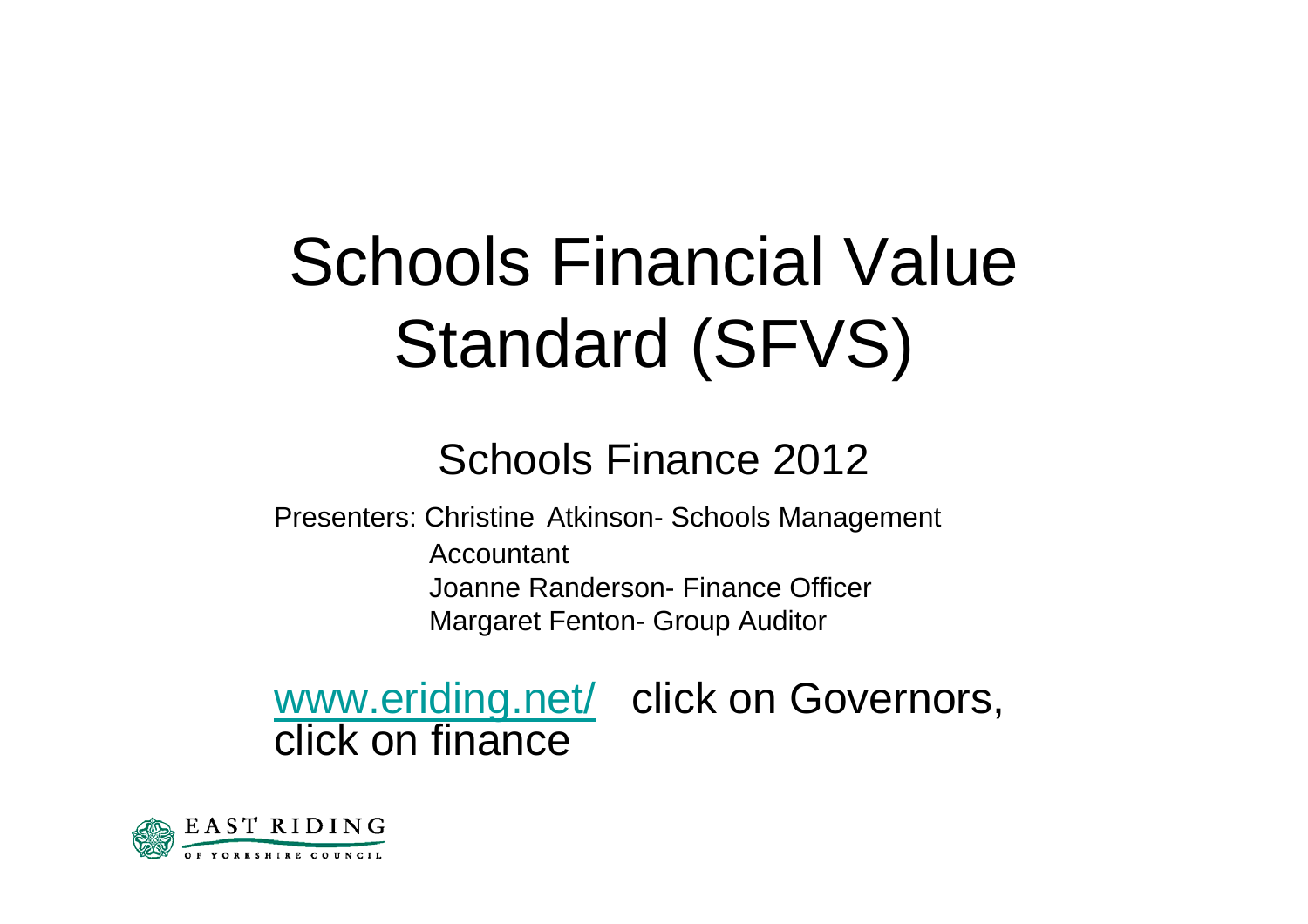# Schools Financial Value Standard (SFVS)

## Schools Finance 2012

Presenters: Christine Atkinson- Schools Management Accountant
Joanne Randerson- Finance Officer
Margaret Fenton- Group Auditor

www.eriding.net/ click on Governors, click on finance

EAST RIDING OF YORKSHIRE COUNCIL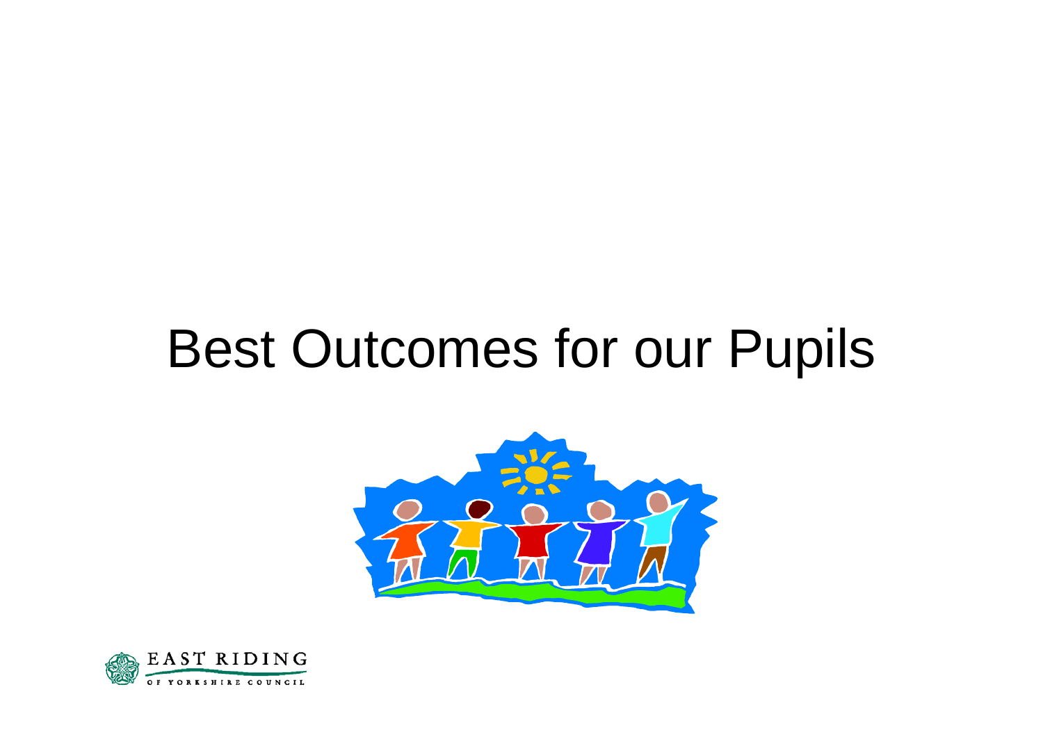# Best Outcomes for our Pupils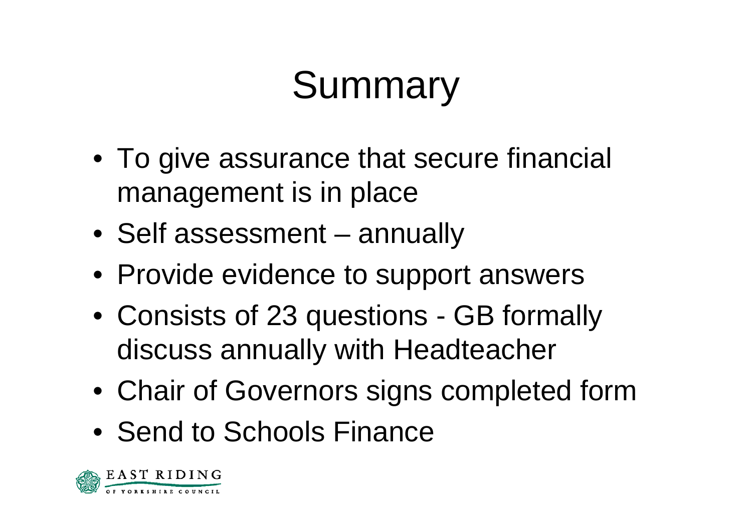# Summary

- To give assurance that secure financial management is in place
- Self assessment – annually
- Provide evidence to support answers
- Consists of 23 questions - GB formally discuss annually with Headteacher
- Chair of Governors signs completed form
- Send to Schools Finance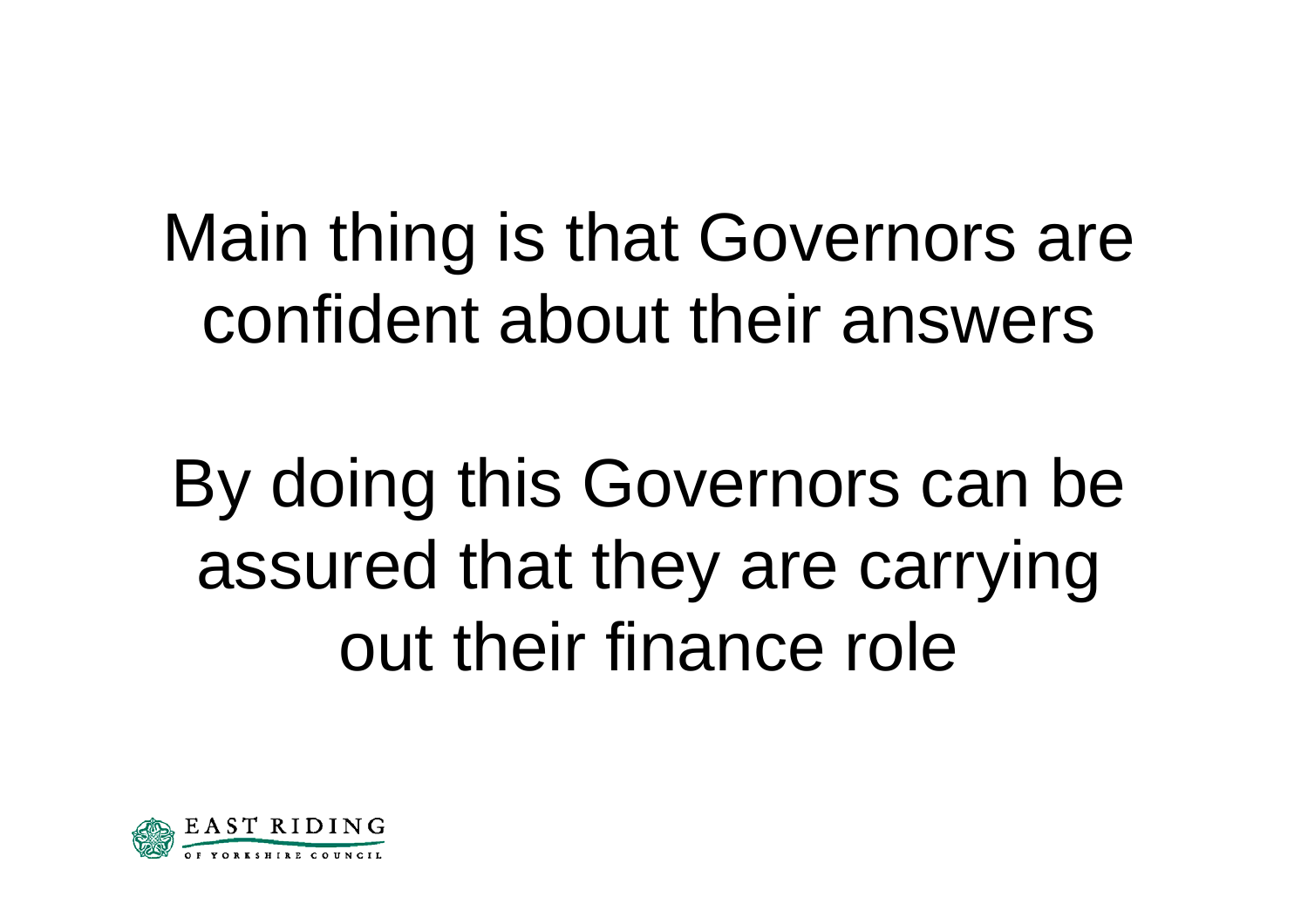Main thing is that Governors are confident about their answers

By doing this Governors can be assured that they are carrying out their finance role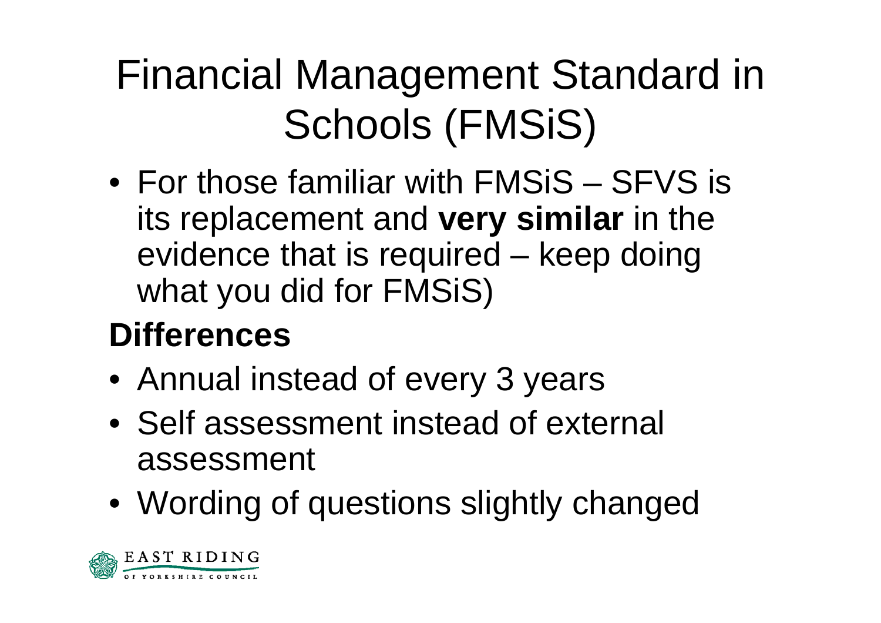# Financial Management Standard in Schools (FMSiS)

- For those familiar with FMSiS – SFVS is its replacement and **very similar** in the evidence that is required – keep doing what you did for FMSiS)

**Differences**

- Annual instead of every 3 years
- Self assessment instead of external assessment
- Wording of questions slightly changed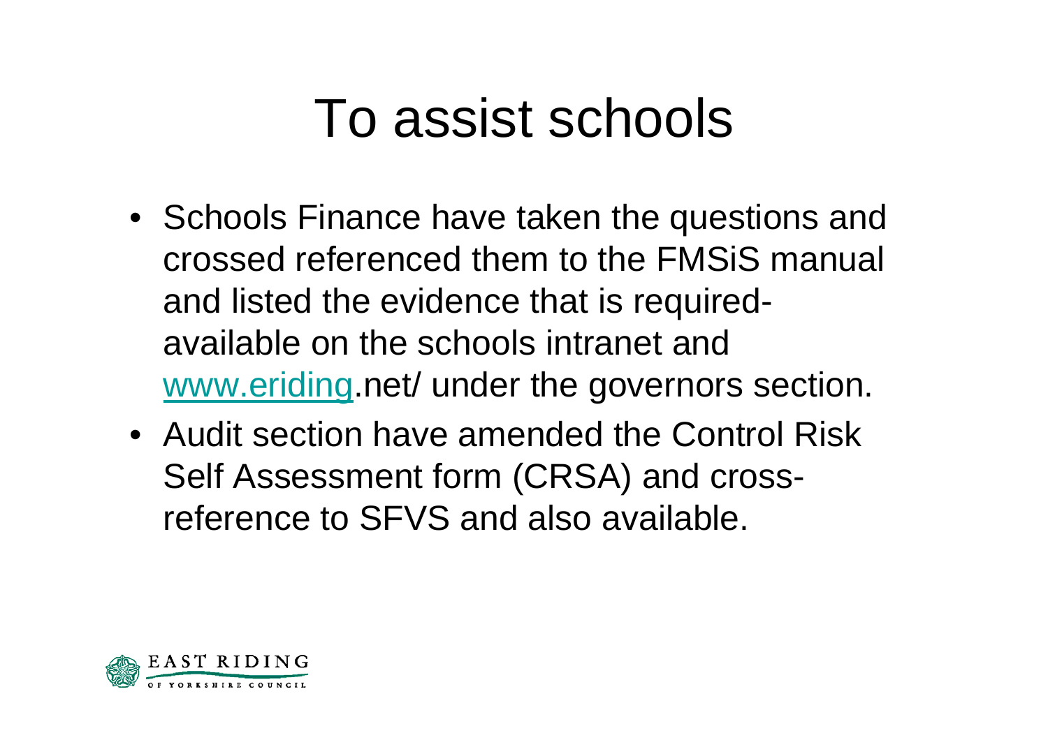# To assist schools

- Schools Finance have taken the questions and crossed referenced them to the FMSiS manual and listed the evidence that is required- available on the schools intranet and www.eriding.net/ under the governors section.
- Audit section have amended the Control Risk Self Assessment form (CRSA) and cross-reference to SFVS and also available.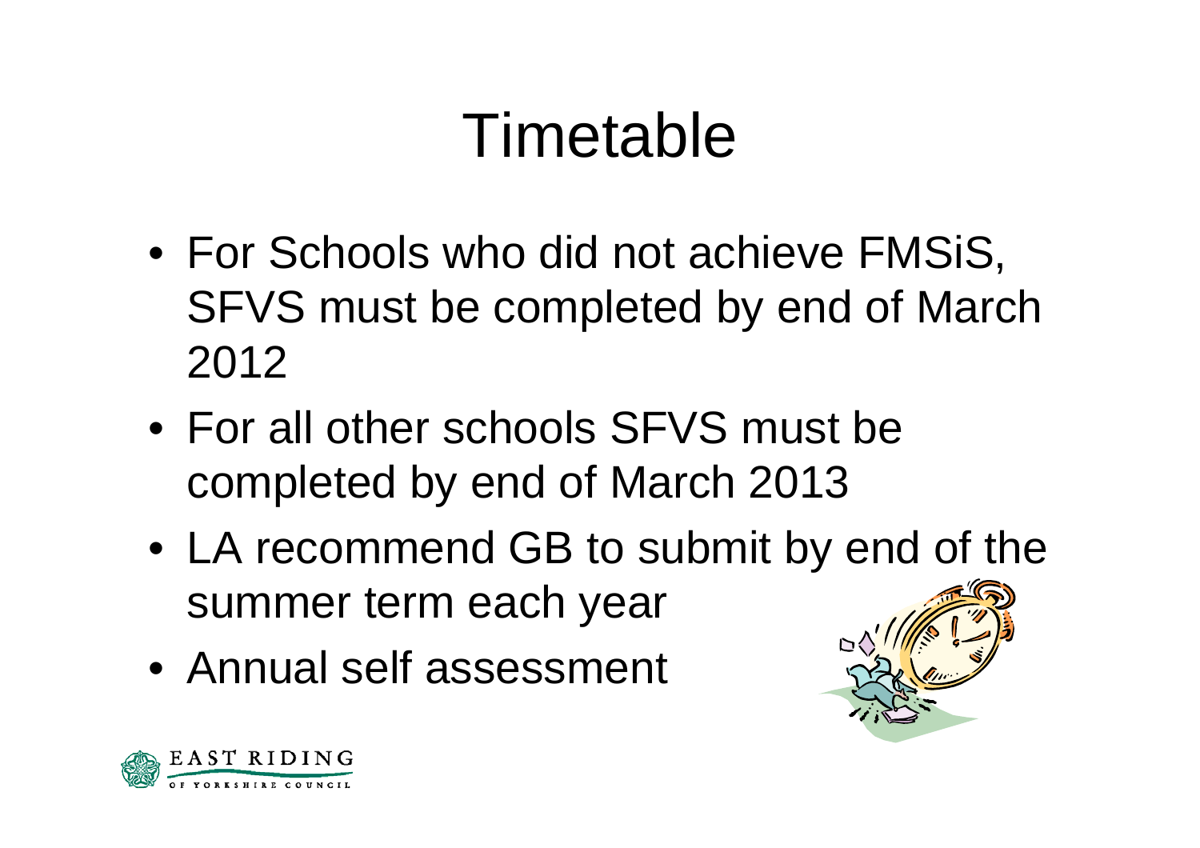# Timetable

- For Schools who did not achieve FMSiS, SFVS must be completed by end of March 2012
- For all other schools SFVS must be completed by end of March 2013
- LA recommend GB to submit by end of the summer term each year
- Annual self assessment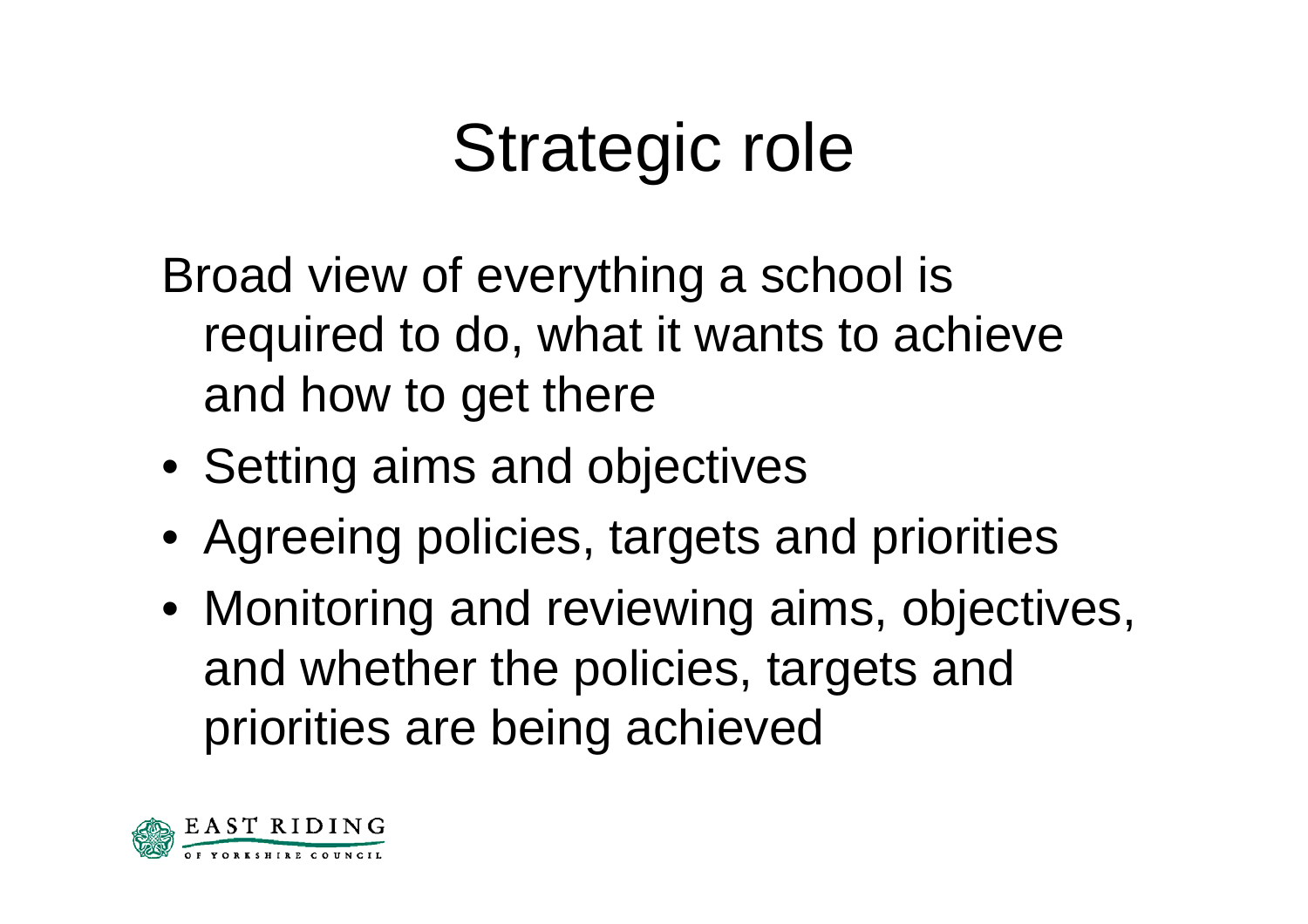# Strategic role

Broad view of everything a school is required to do, what it wants to achieve and how to get there

- Setting aims and objectives
- Agreeing policies, targets and priorities
- Monitoring and reviewing aims, objectives, and whether the policies, targets and priorities are being achieved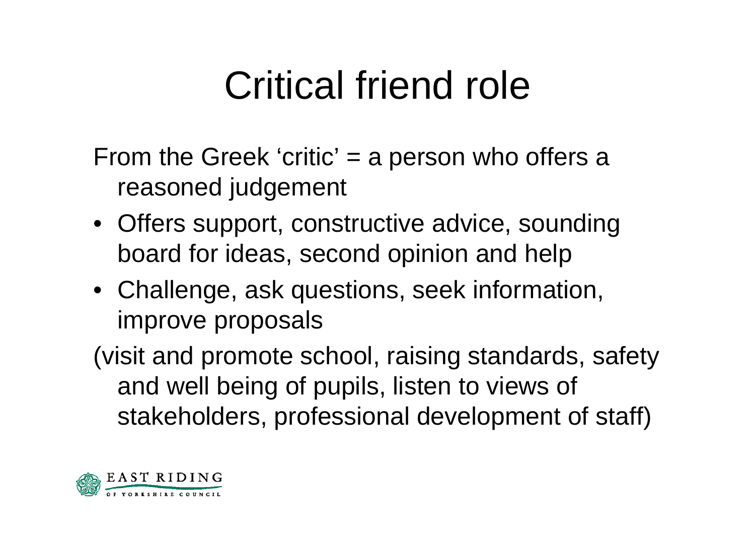# Critical friend role

From the Greek 'critic' = a person who offers a reasoned judgement

- Offers support, constructive advice, sounding board for ideas, second opinion and help
- Challenge, ask questions, seek information, improve proposals

(visit and promote school, raising standards, safety and well being of pupils, listen to views of stakeholders, professional development of staff)

EAST RIDING OF YORKSHIRE COUNCIL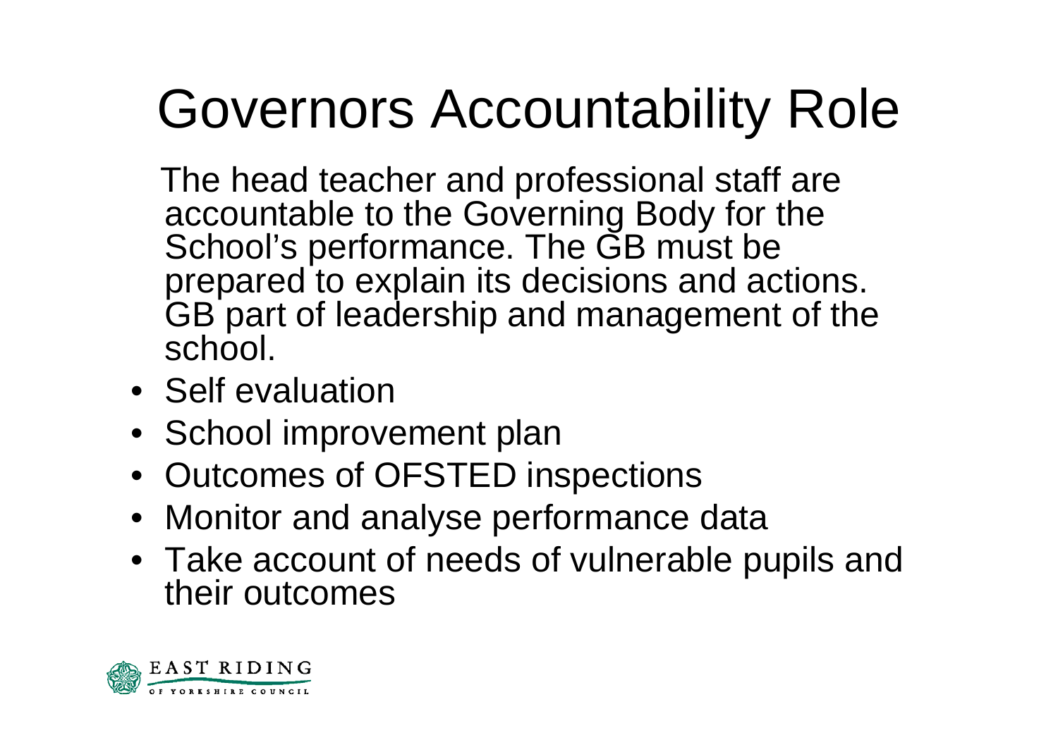# Governors Accountability Role

The head teacher and professional staff are accountable to the Governing Body for the School's performance. The GB must be prepared to explain its decisions and actions. GB part of leadership and management of the school.

- Self evaluation
- School improvement plan
- Outcomes of OFSTED inspections
- Monitor and analyse performance data
- Take account of needs of vulnerable pupils and their outcomes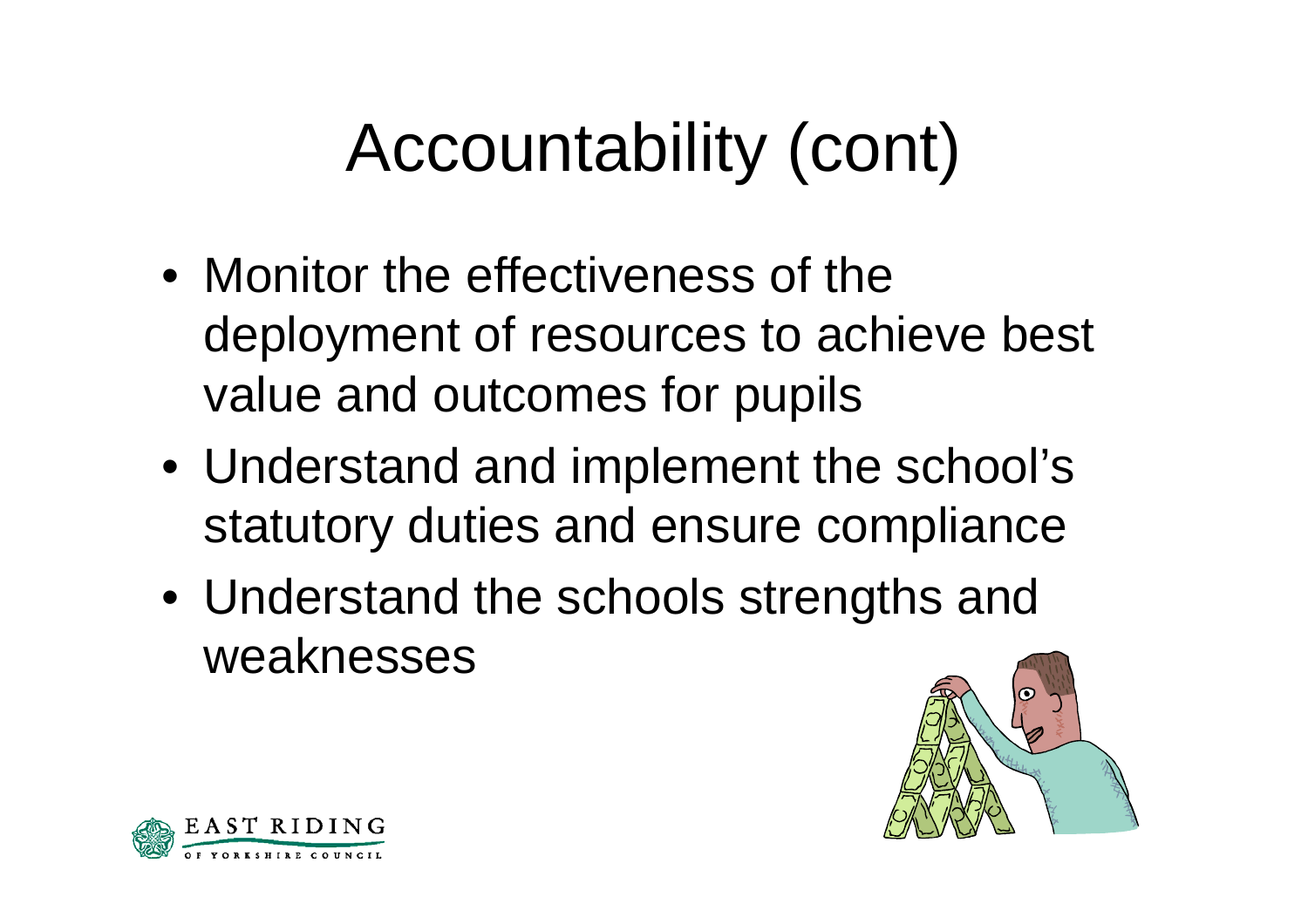# Accountability (cont)

- Monitor the effectiveness of the deployment of resources to achieve best value and outcomes for pupils
- Understand and implement the school's statutory duties and ensure compliance
- Understand the schools strengths and weaknesses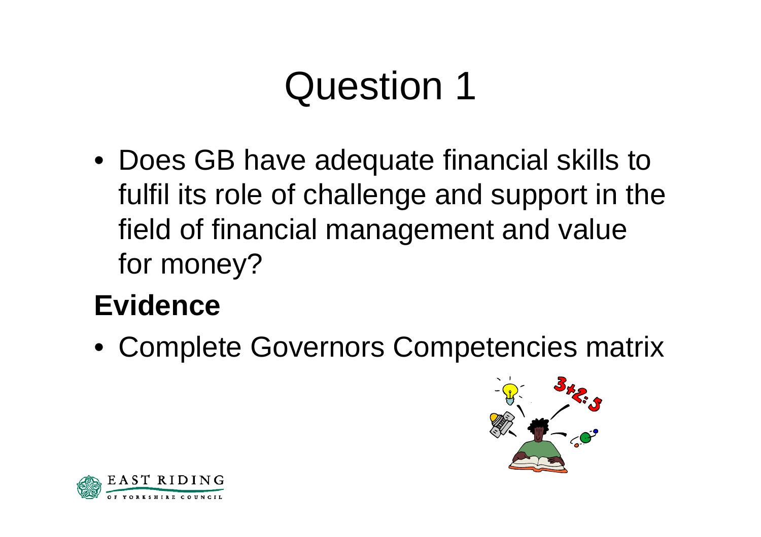# Question 1

- Does GB have adequate financial skills to fulfil its role of challenge and support in the field of financial management and value for money?

**Evidence**

- Complete Governors Competencies matrix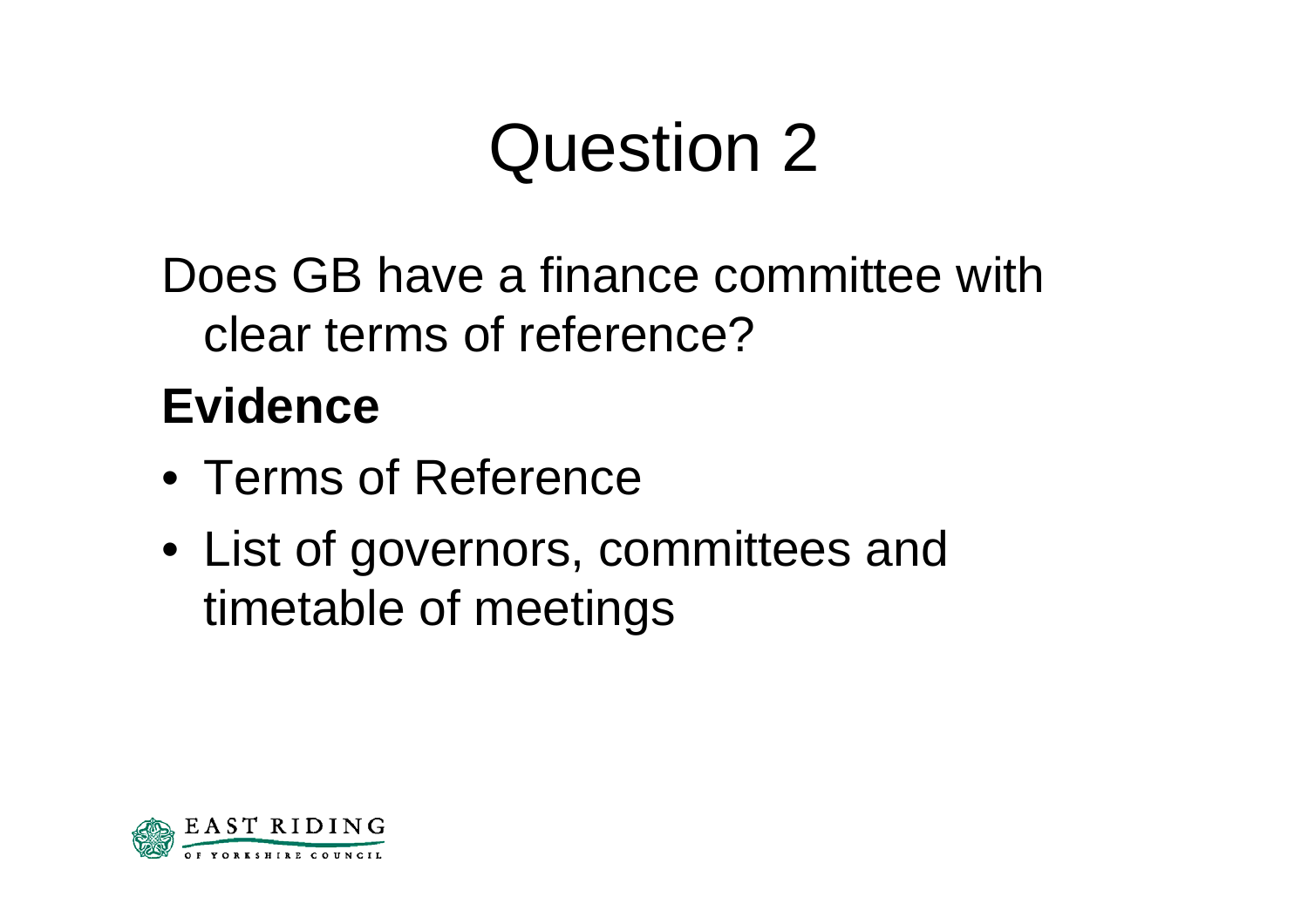# Question 2

Does GB have a finance committee with clear terms of reference?

**Evidence**

- Terms of Reference
- List of governors, committees and timetable of meetings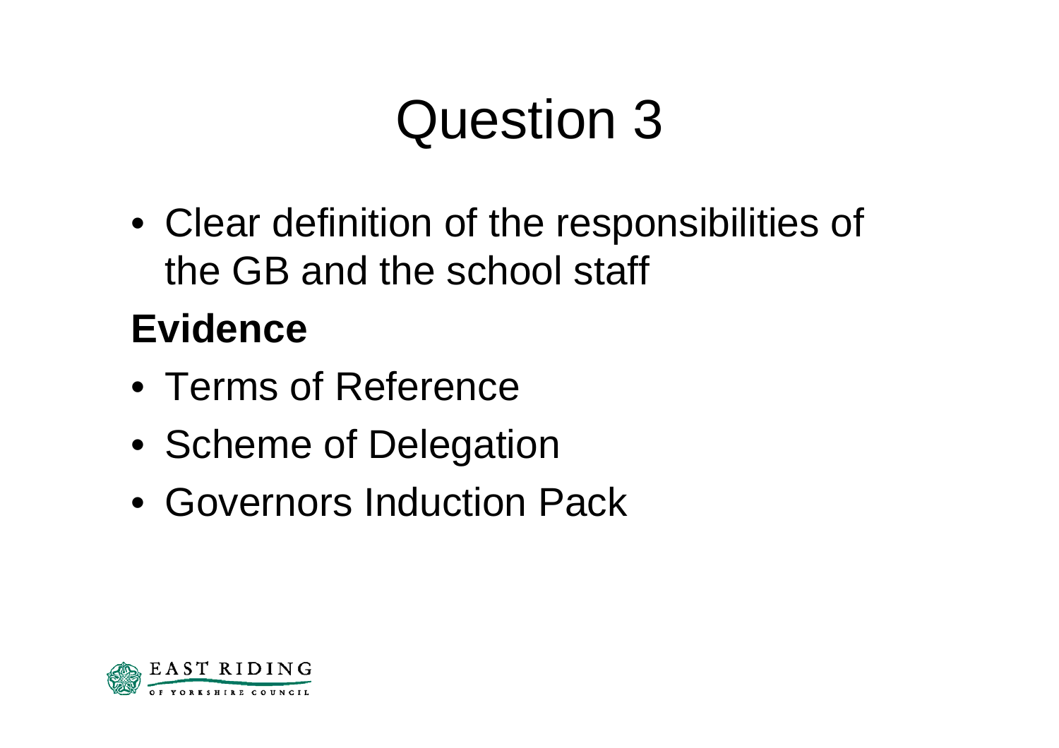# Question 3

- Clear definition of the responsibilities of the GB and the school staff

**Evidence**

- Terms of Reference
- Scheme of Delegation
- Governors Induction Pack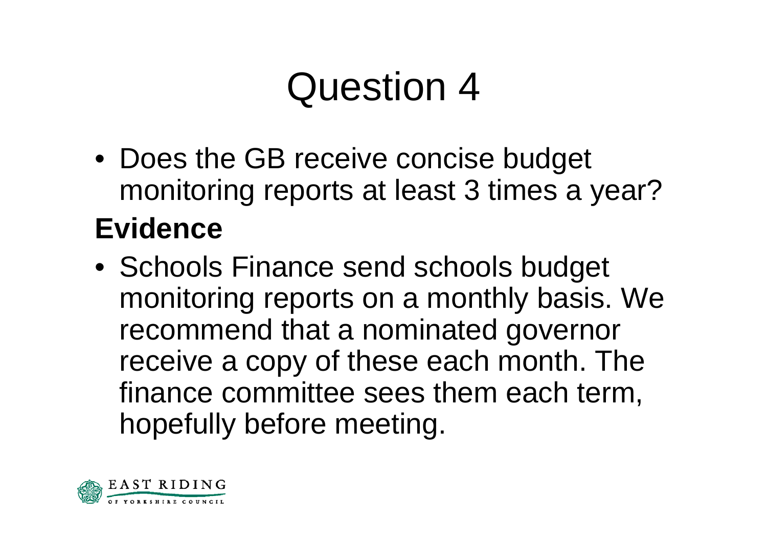# Question 4

- Does the GB receive concise budget monitoring reports at least 3 times a year?

**Evidence**

- Schools Finance send schools budget monitoring reports on a monthly basis. We recommend that a nominated governor receive a copy of these each month. The finance committee sees them each term, hopefully before meeting.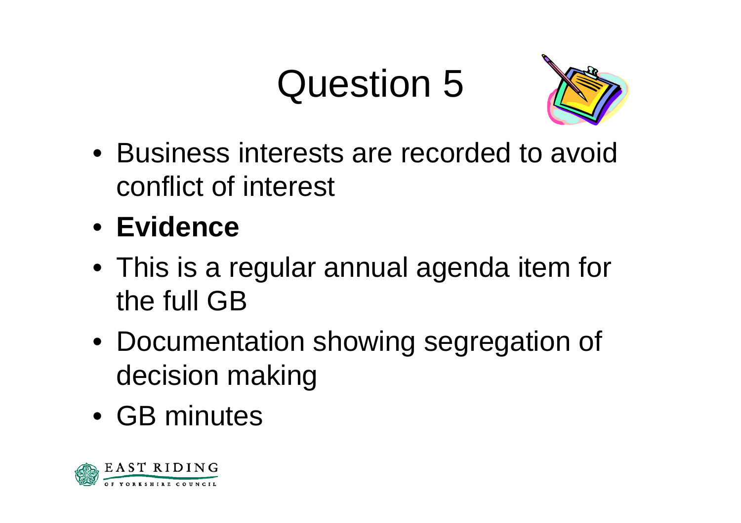# Question 5

- Business interests are recorded to avoid conflict of interest
- **Evidence**
- This is a regular annual agenda item for the full GB
- Documentation showing segregation of decision making
- GB minutes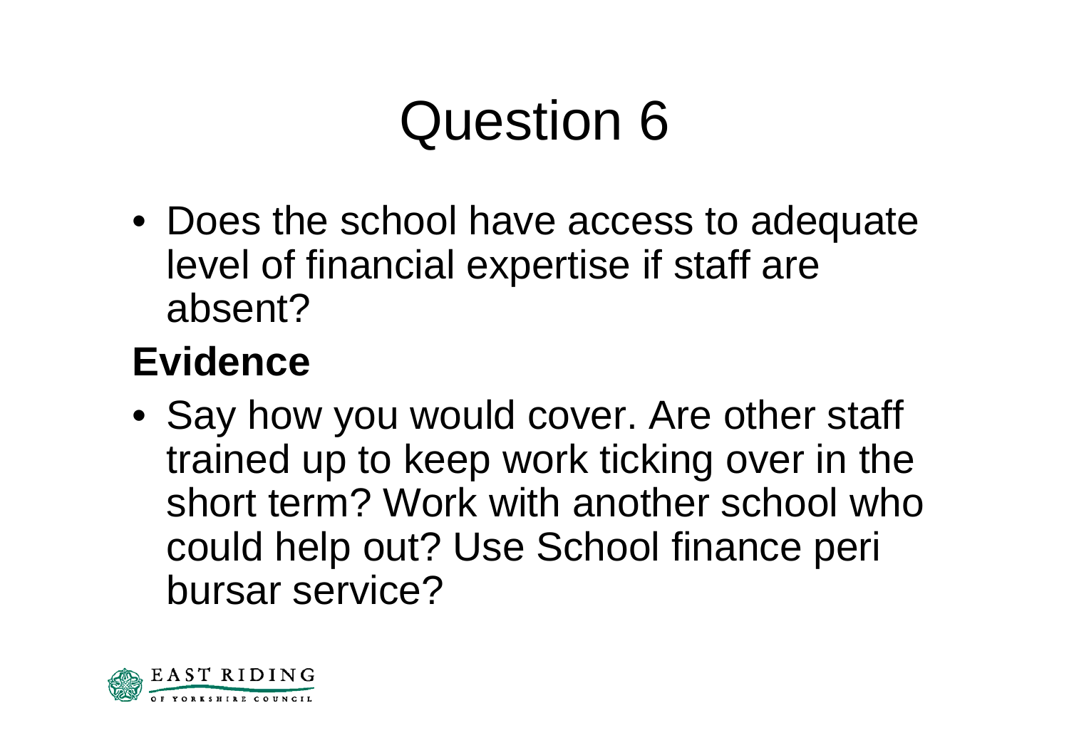# Question 6

- Does the school have access to adequate level of financial expertise if staff are absent?

**Evidence**

- Say how you would cover. Are other staff trained up to keep work ticking over in the short term? Work with another school who could help out? Use School finance peri bursar service?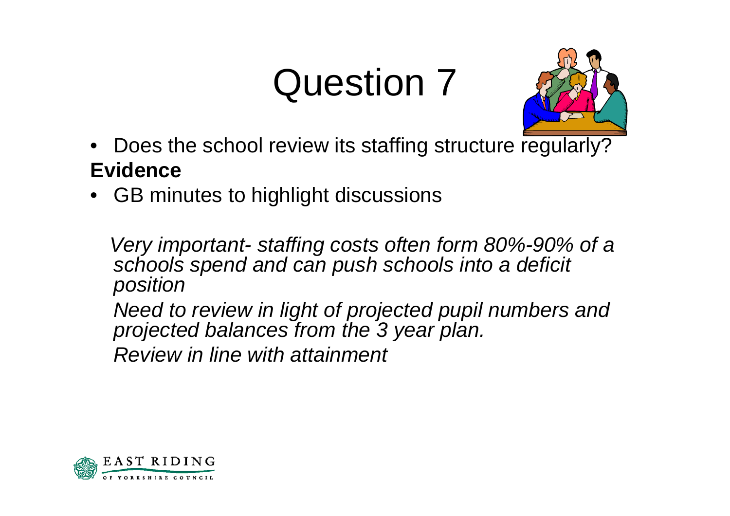# Question 7

- Does the school review its staffing structure regularly?

**Evidence**

- GB minutes to highlight discussions

*Very important- staffing costs often form 80%-90% of a schools spend and can push schools into a deficit position*

*Need to review in light of projected pupil numbers and projected balances from the 3 year plan.*

*Review in line with attainment*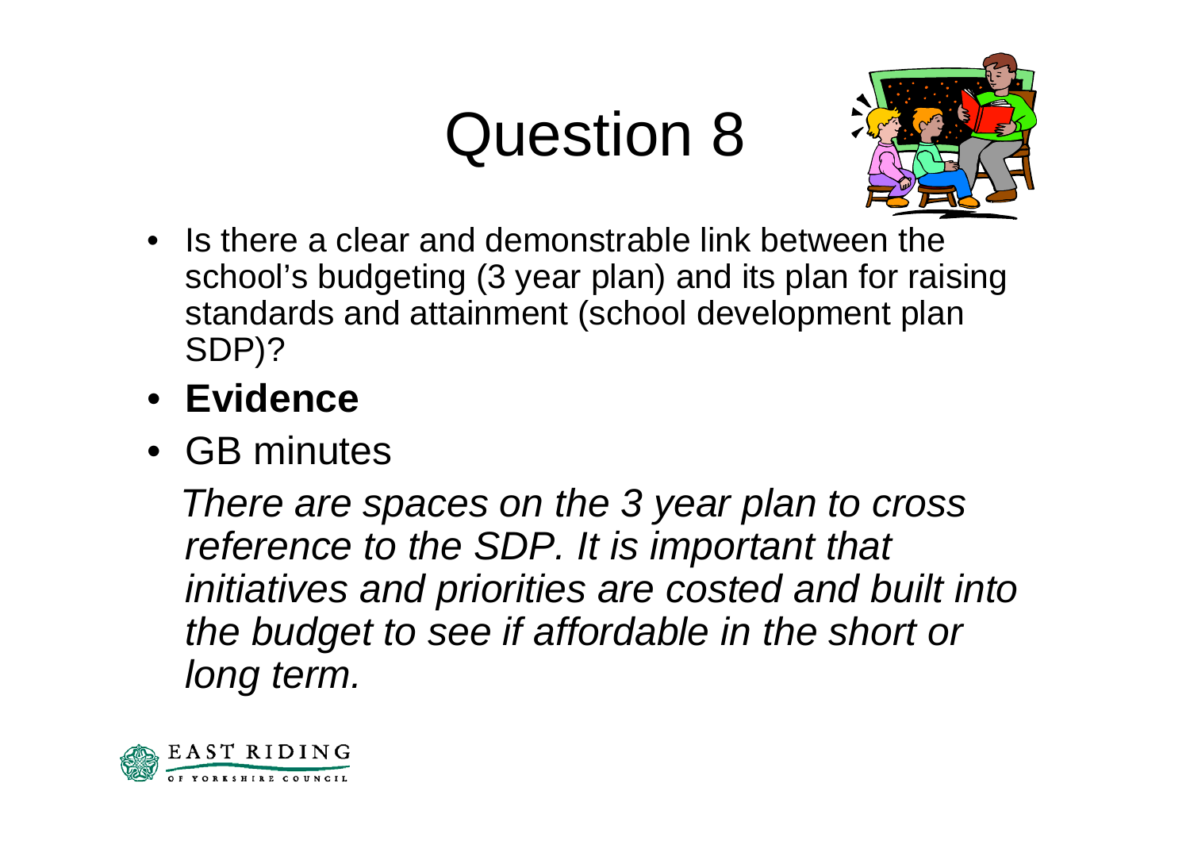# Question 8

- Is there a clear and demonstrable link between the school's budgeting (3 year plan) and its plan for raising standards and attainment (school development plan SDP)?
- **Evidence**
- GB minutes

*There are spaces on the 3 year plan to cross reference to the SDP. It is important that initiatives and priorities are costed and built into the budget to see if affordable in the short or long term.*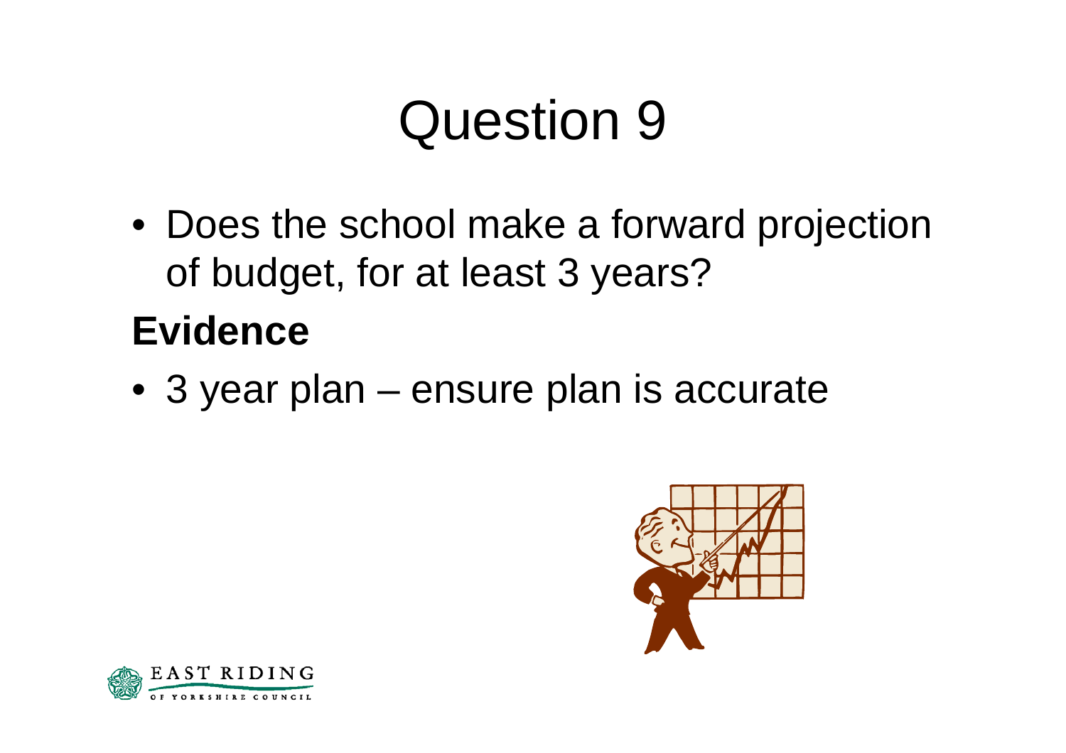# Question 9

- Does the school make a forward projection of budget, for at least 3 years?

**Evidence**

- 3 year plan – ensure plan is accurate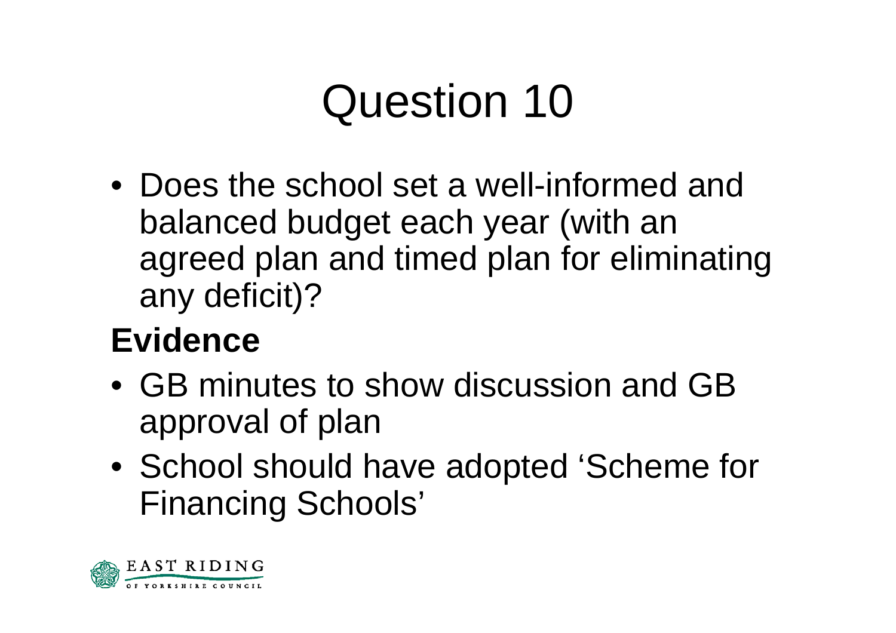# Question 10

- Does the school set a well-informed and balanced budget each year (with an agreed plan and timed plan for eliminating any deficit)?

**Evidence**

- GB minutes to show discussion and GB approval of plan
- School should have adopted 'Scheme for Financing Schools'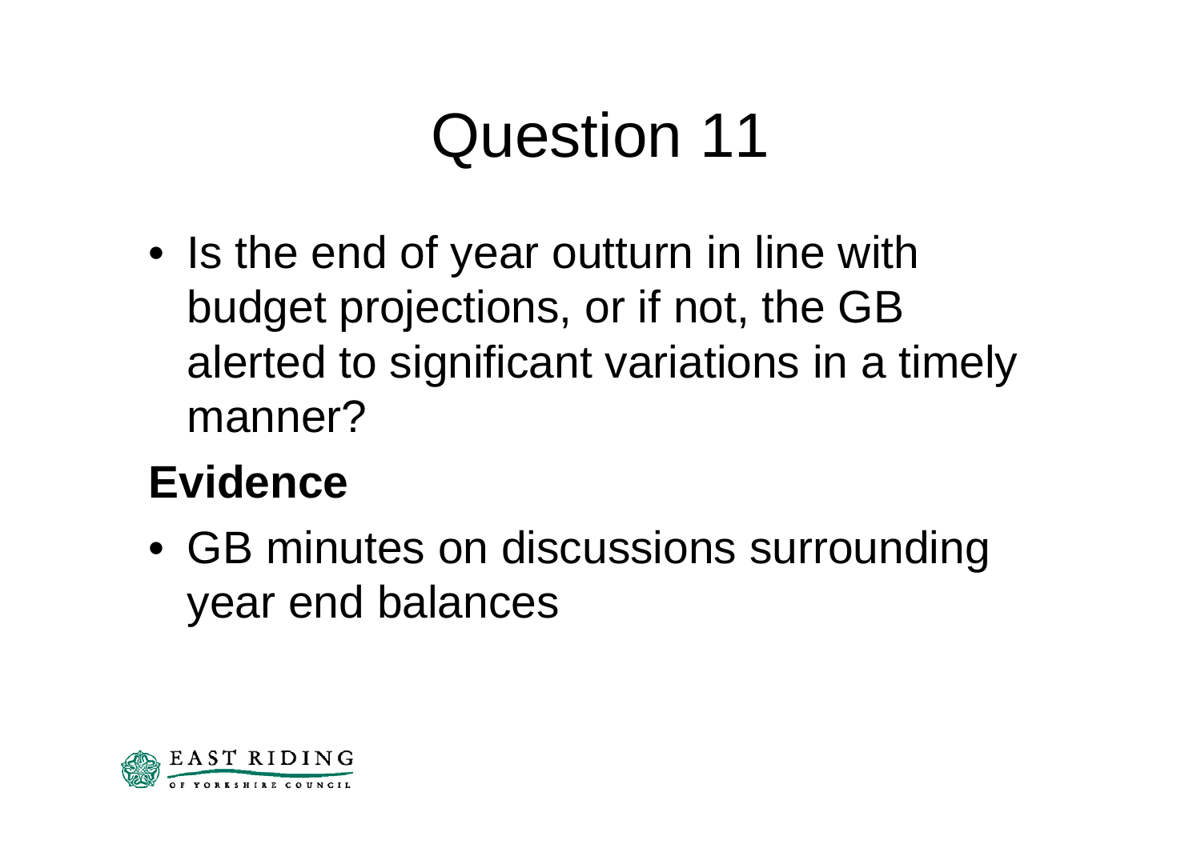# Question 11

- Is the end of year outturn in line with budget projections, or if not, the GB alerted to significant variations in a timely manner?

**Evidence**

- GB minutes on discussions surrounding year end balances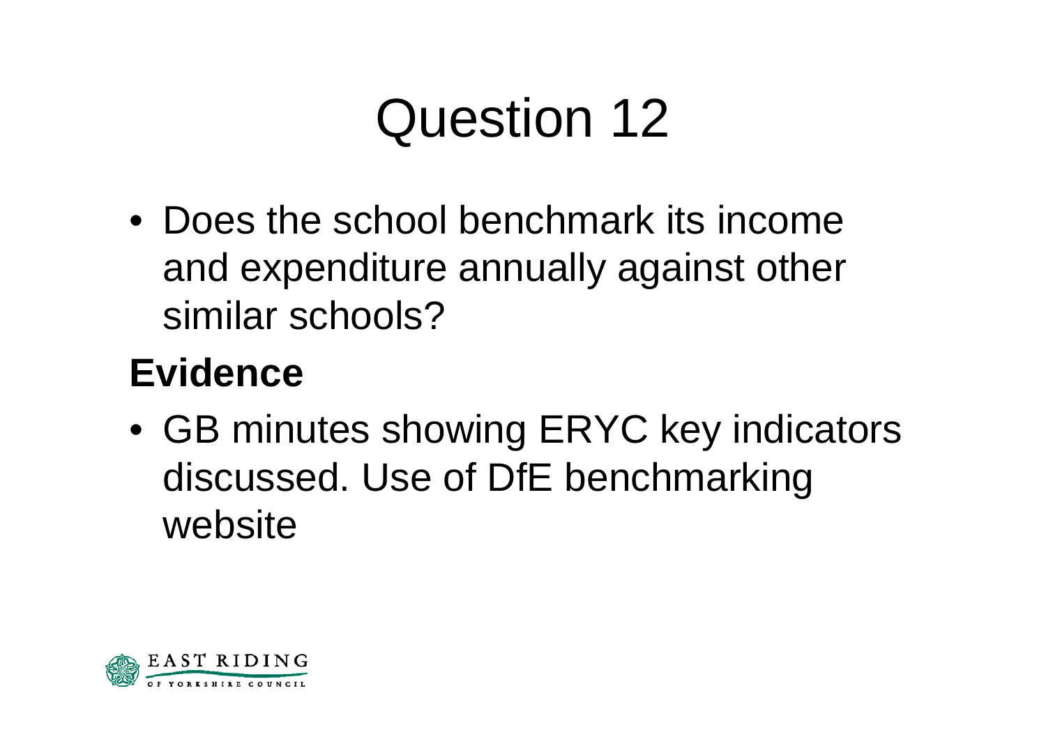# Question 12

- Does the school benchmark its income and expenditure annually against other similar schools?

**Evidence**

- GB minutes showing ERYC key indicators discussed. Use of DfE benchmarking website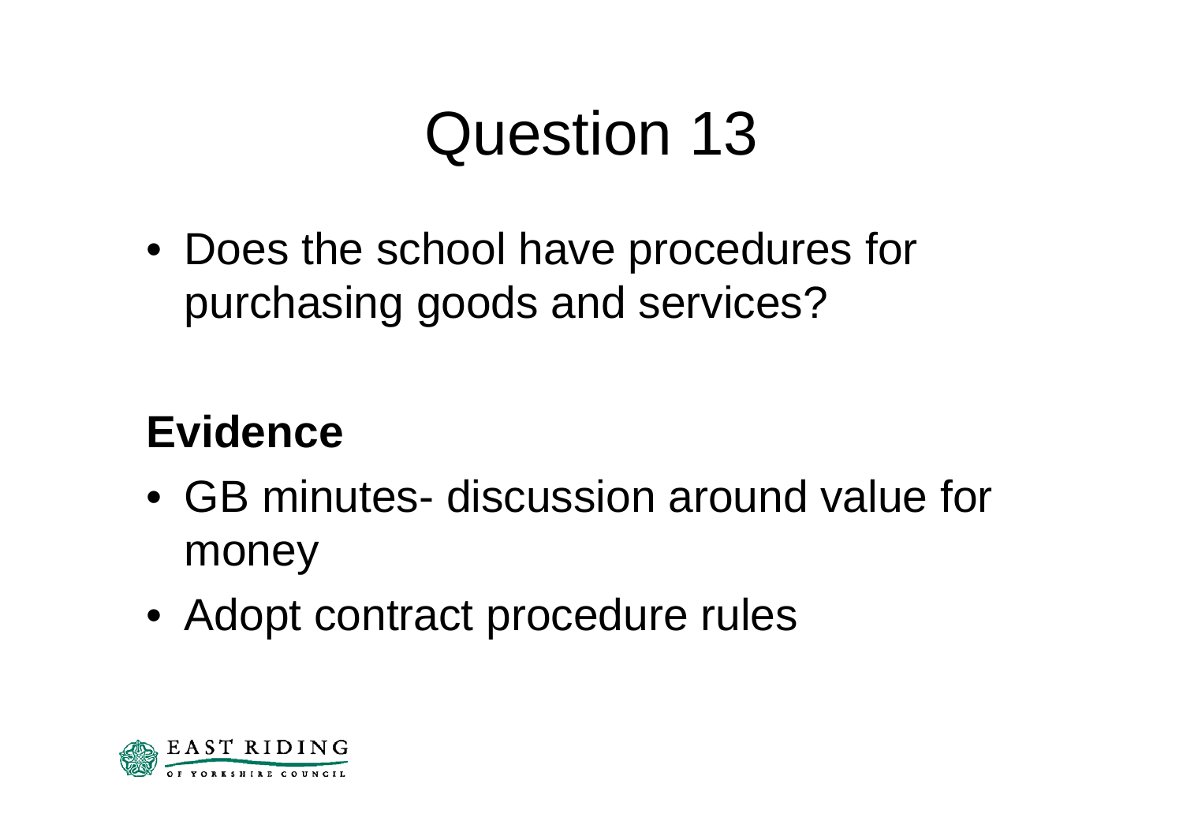# Question 13

- Does the school have procedures for purchasing goods and services?

**Evidence**

- GB minutes- discussion around value for money
- Adopt contract procedure rules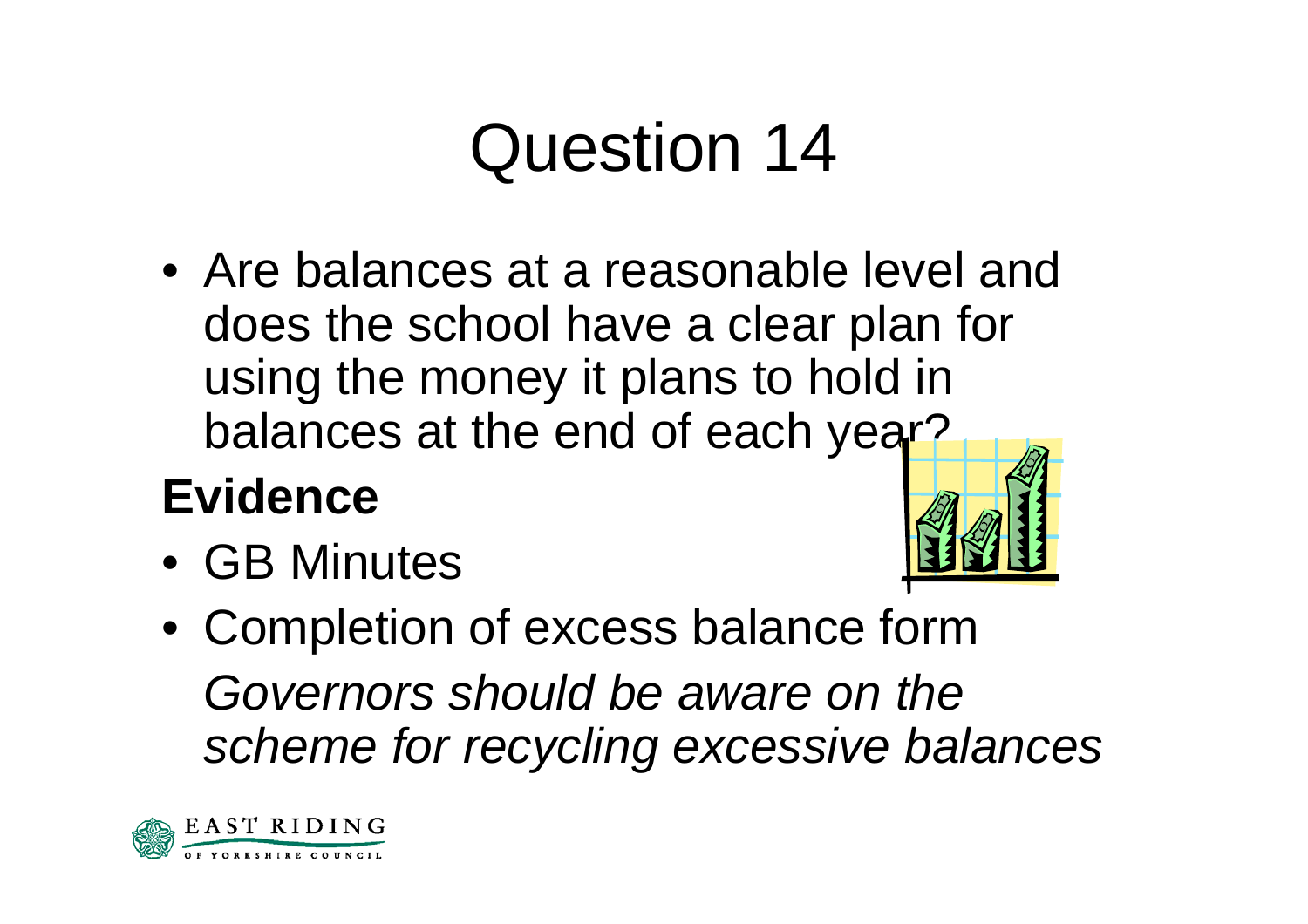# Question 14

- Are balances at a reasonable level and does the school have a clear plan for using the money it plans to hold in balances at the end of each year?

**Evidence**

- GB Minutes
- Completion of excess balance form

  *Governors should be aware on the scheme for recycling excessive balances*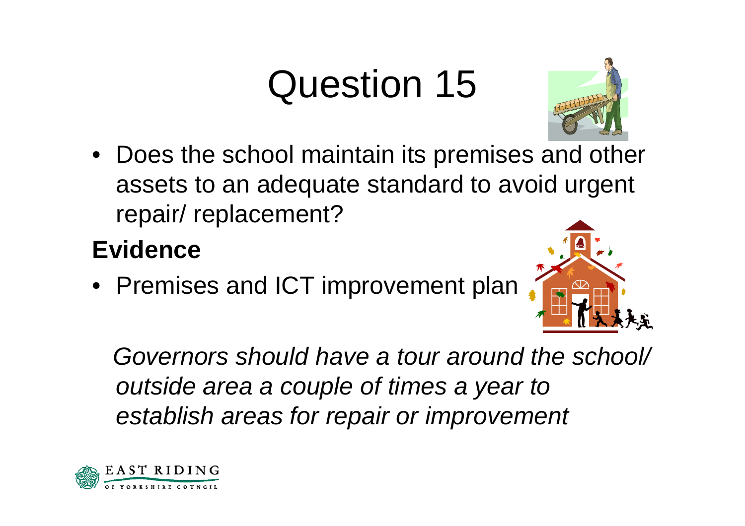# Question 15

- Does the school maintain its premises and other assets to an adequate standard to avoid urgent repair/ replacement?

**Evidence**

- Premises and ICT improvement plan

*Governors should have a tour around the school/ outside area a couple of times a year to establish areas for repair or improvement*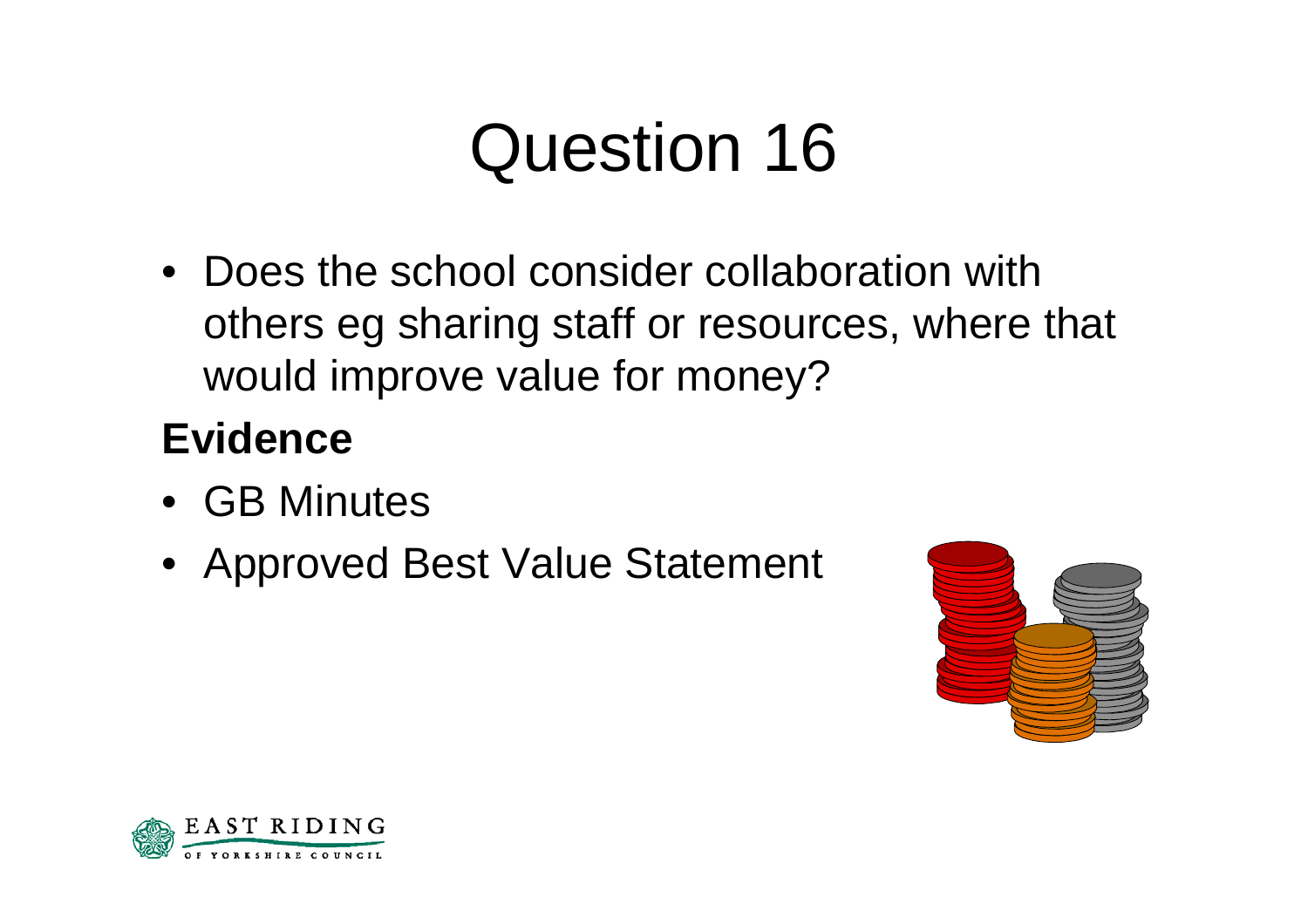# Question 16

- Does the school consider collaboration with others eg sharing staff or resources, where that would improve value for money?

**Evidence**

- GB Minutes
- Approved Best Value Statement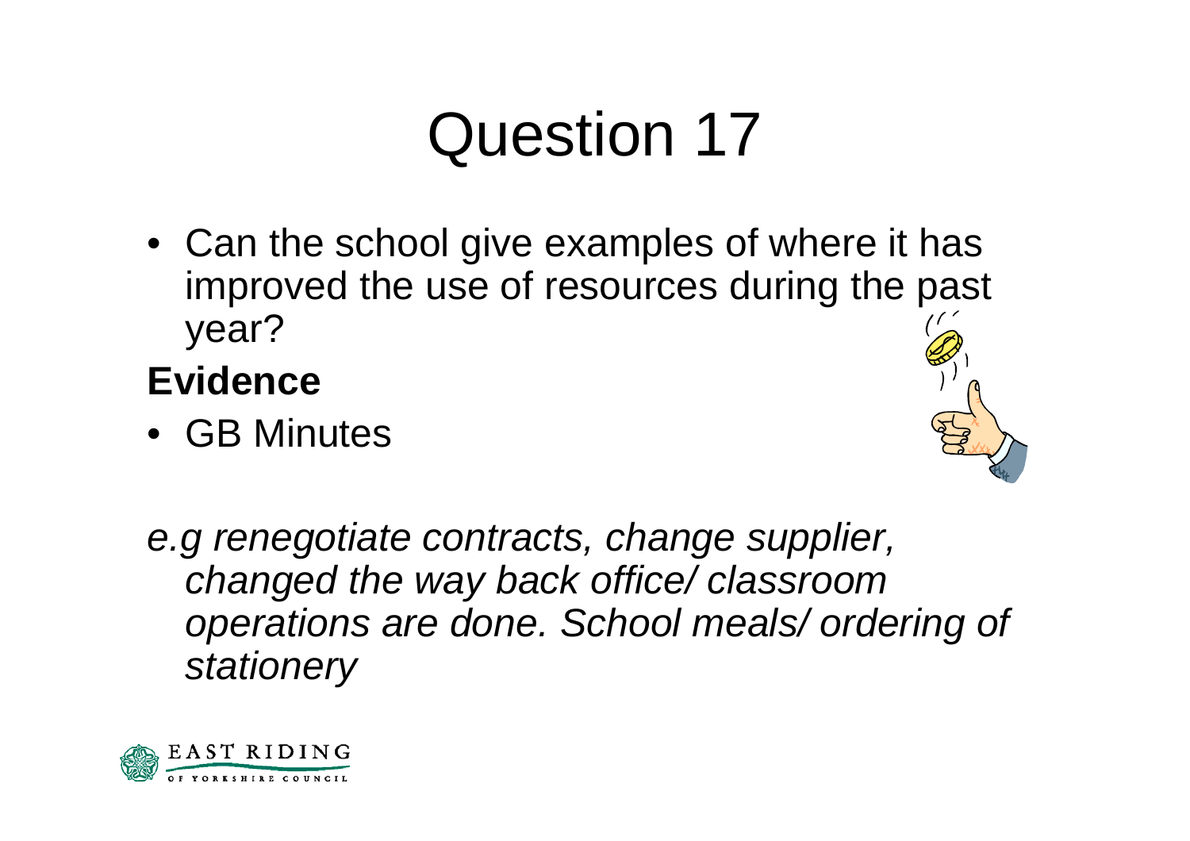# Question 17

- Can the school give examples of where it has improved the use of resources during the past year?

**Evidence**

- GB Minutes

*e.g renegotiate contracts, change supplier, changed the way back office/ classroom operations are done. School meals/ ordering of stationery*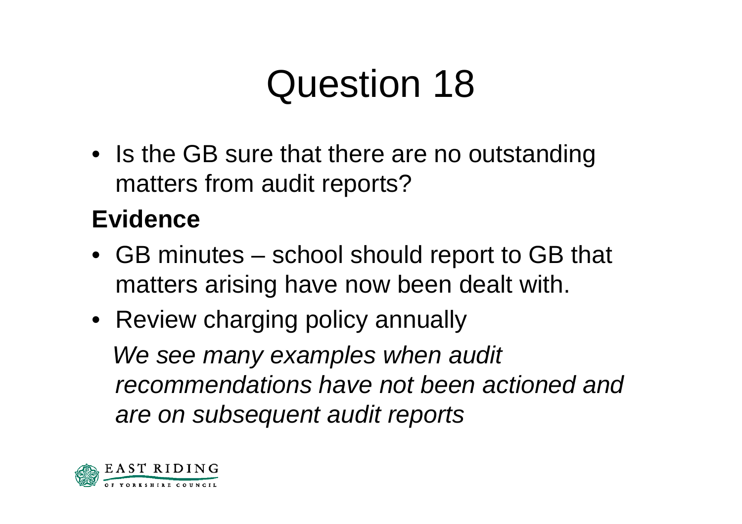# Question 18

- Is the GB sure that there are no outstanding matters from audit reports?

**Evidence**

- GB minutes – school should report to GB that matters arising have now been dealt with.
- Review charging policy annually

  *We see many examples when audit recommendations have not been actioned and are on subsequent audit reports*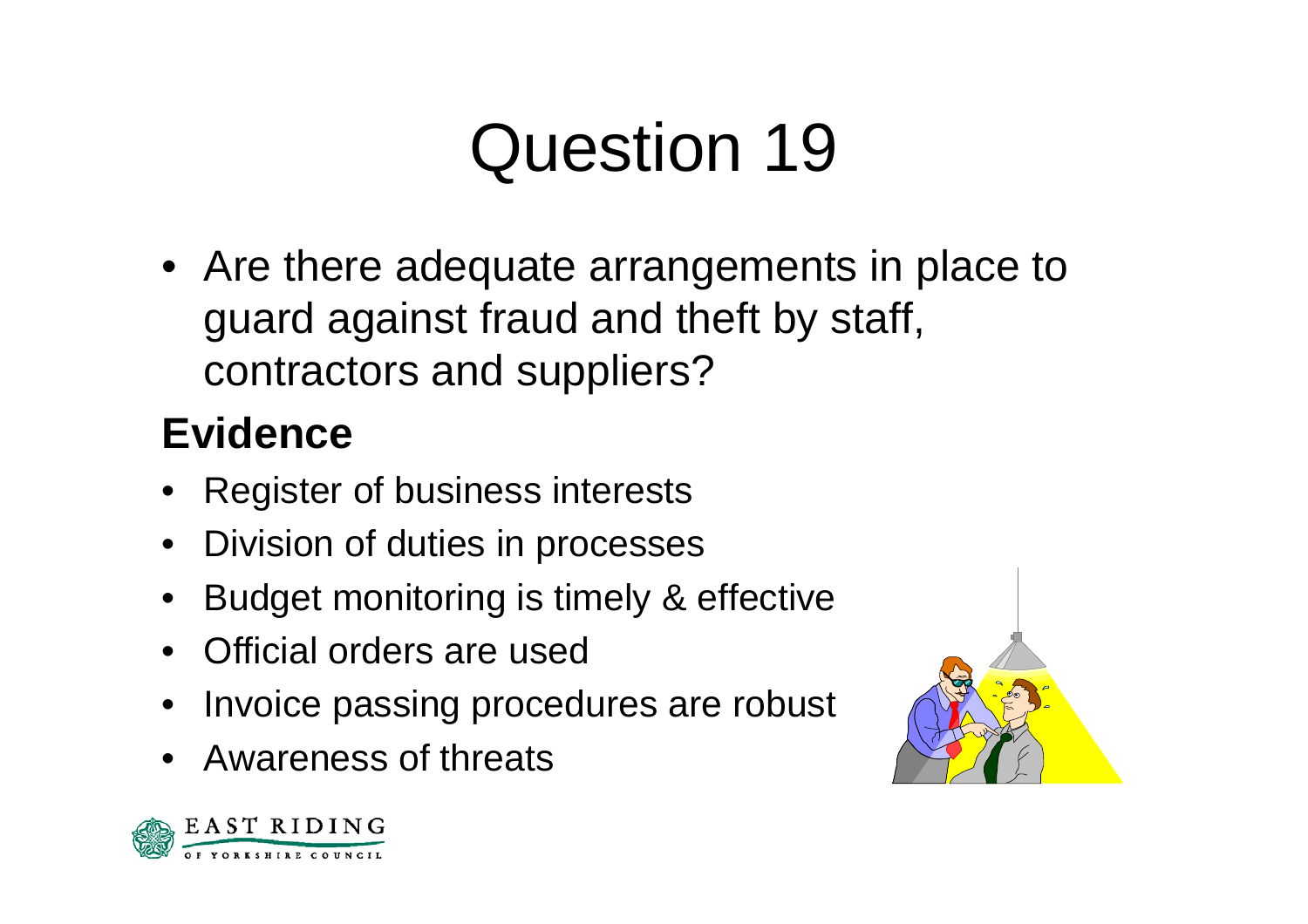# Question 19

- Are there adequate arrangements in place to guard against fraud and theft by staff, contractors and suppliers?

**Evidence**

- Register of business interests
- Division of duties in processes
- Budget monitoring is timely & effective
- Official orders are used
- Invoice passing procedures are robust
- Awareness of threats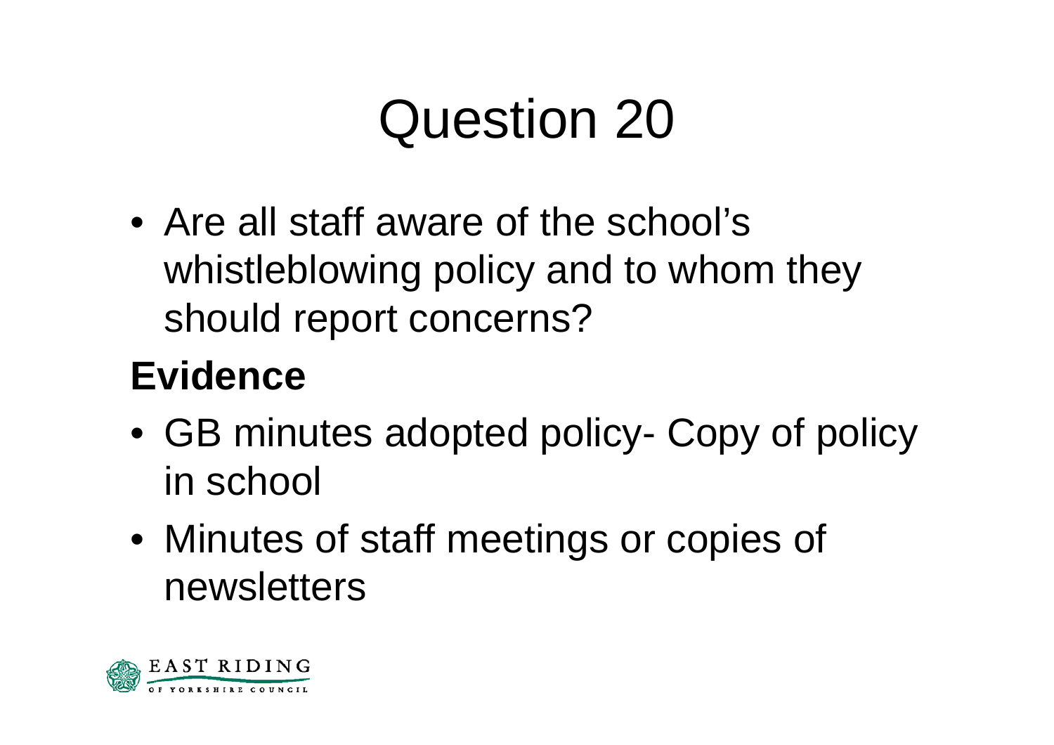# Question 20

- Are all staff aware of the school's whistleblowing policy and to whom they should report concerns?

**Evidence**

- GB minutes adopted policy- Copy of policy in school
- Minutes of staff meetings or copies of newsletters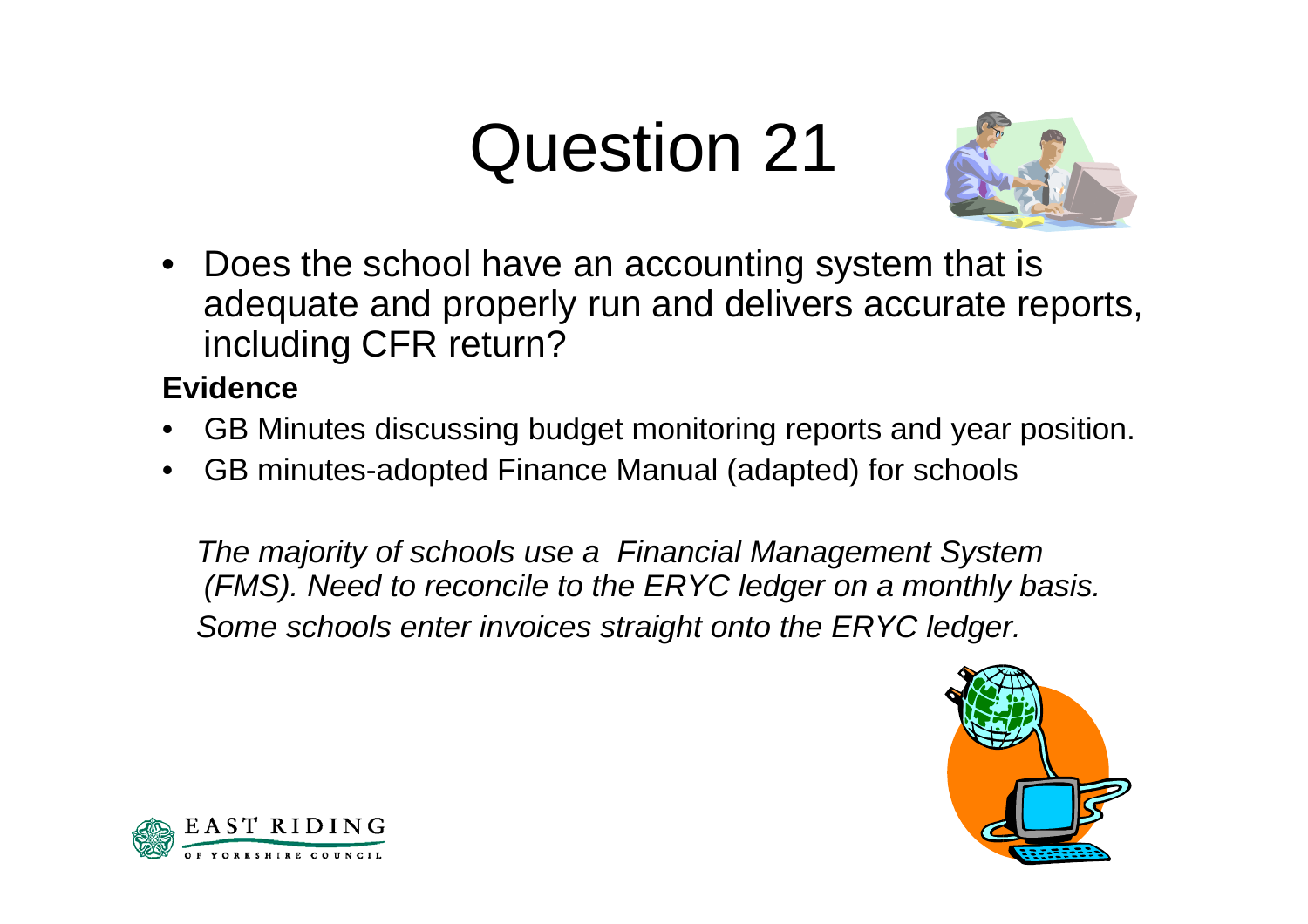# Question 21

- Does the school have an accounting system that is adequate and properly run and delivers accurate reports, including CFR return?

**Evidence**

- GB Minutes discussing budget monitoring reports and year position.
- GB minutes-adopted Finance Manual (adapted) for schools

*The majority of schools use a Financial Management System (FMS). Need to reconcile to the ERYC ledger on a monthly basis.*

*Some schools enter invoices straight onto the ERYC ledger.*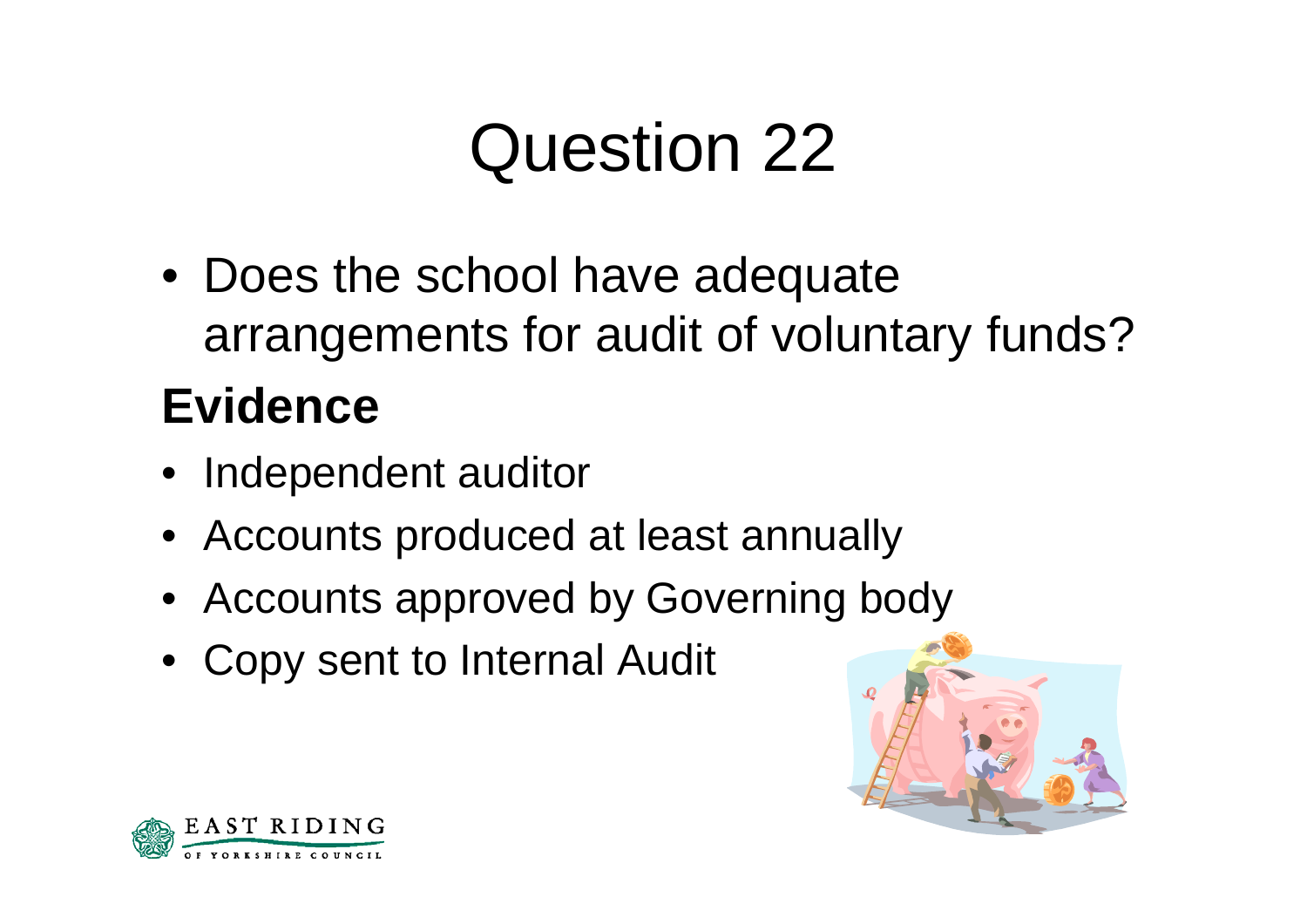# Question 22

- Does the school have adequate arrangements for audit of voluntary funds?

## Evidence

- Independent auditor
- Accounts produced at least annually
- Accounts approved by Governing body
- Copy sent to Internal Audit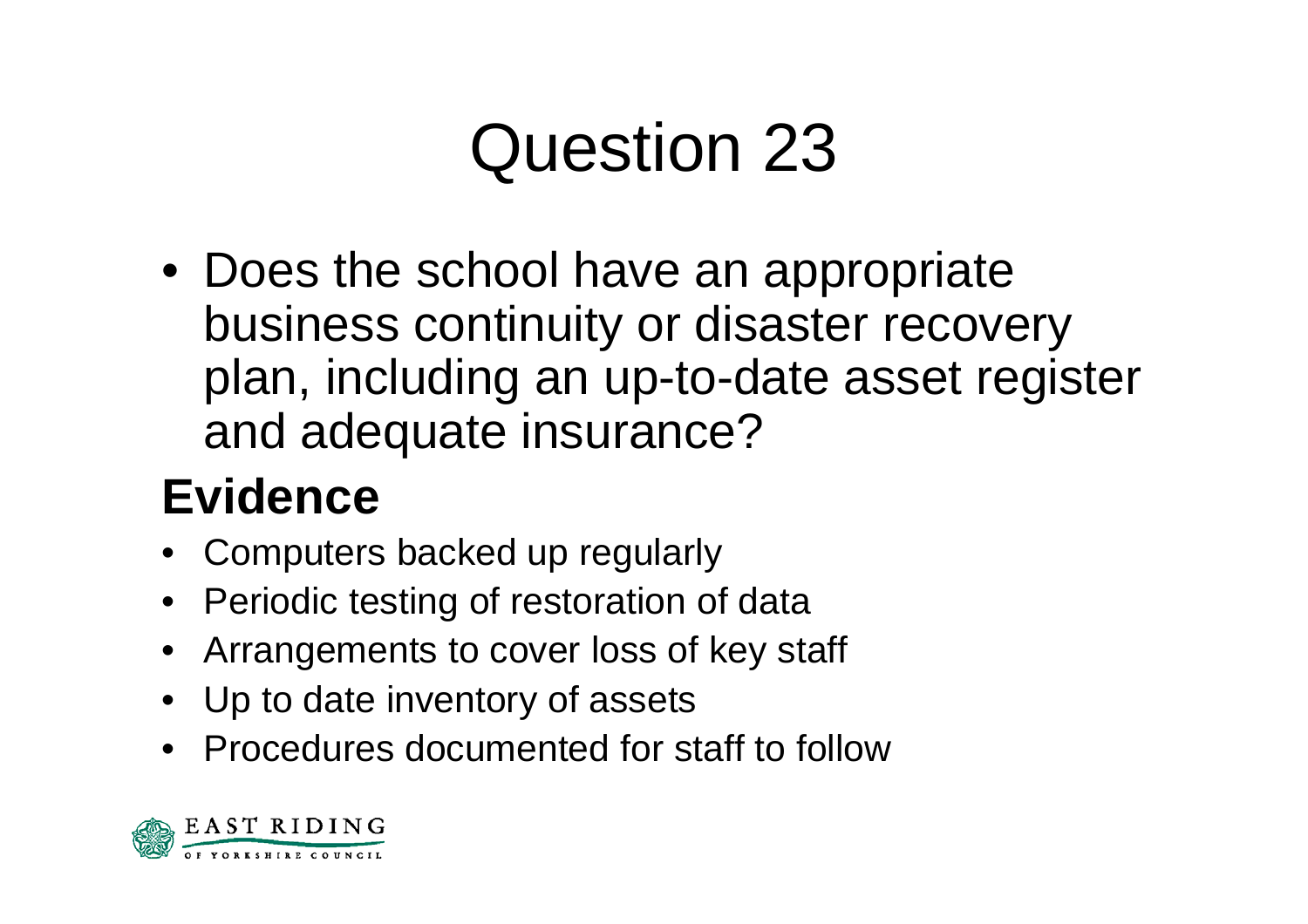# Question 23

- Does the school have an appropriate business continuity or disaster recovery plan, including an up-to-date asset register and adequate insurance?

## Evidence

- Computers backed up regularly
- Periodic testing of restoration of data
- Arrangements to cover loss of key staff
- Up to date inventory of assets
- Procedures documented for staff to follow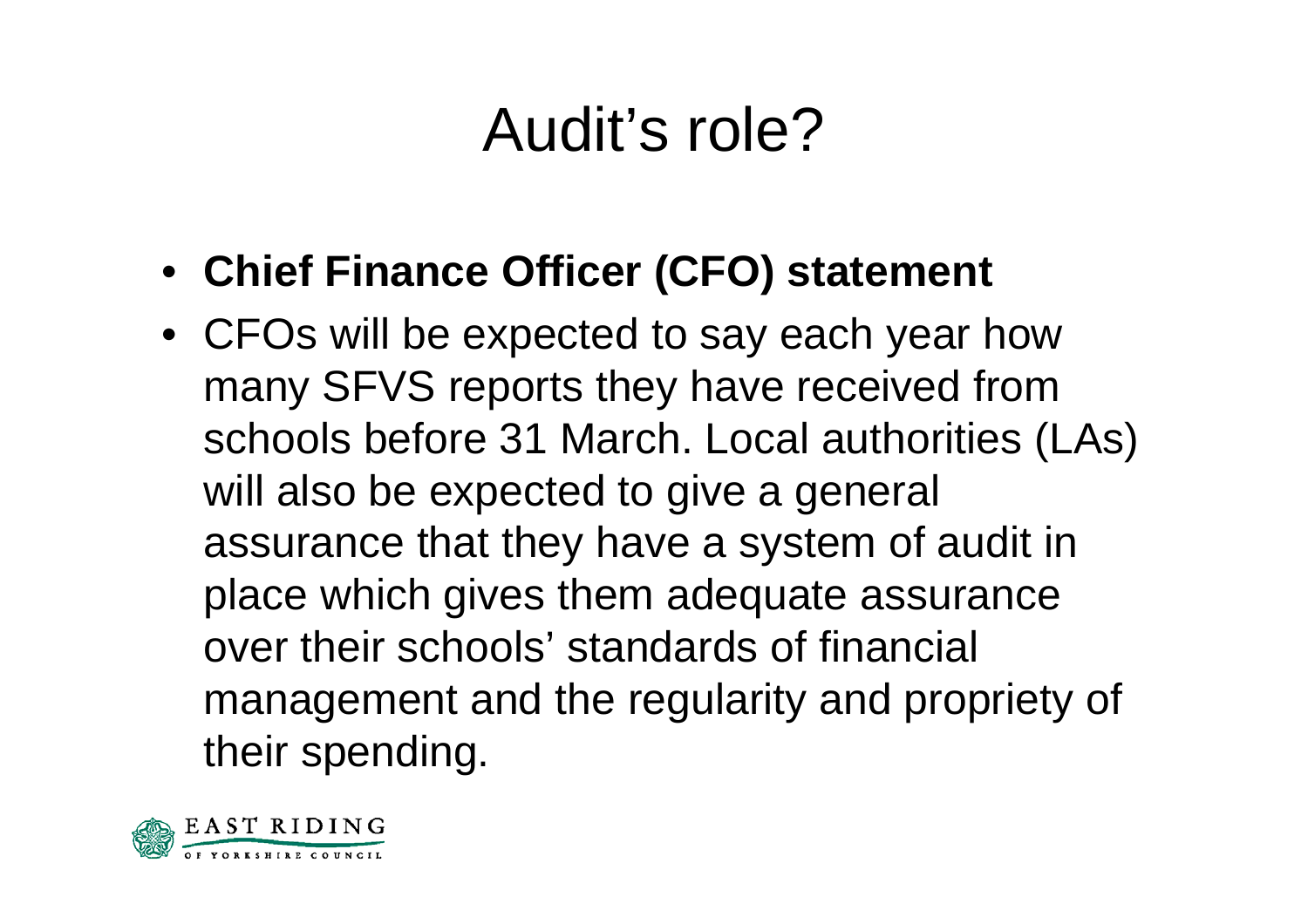# Audit's role?

- **Chief Finance Officer (CFO) statement**
- CFOs will be expected to say each year how many SFVS reports they have received from schools before 31 March. Local authorities (LAs) will also be expected to give a general assurance that they have a system of audit in place which gives them adequate assurance over their schools' standards of financial management and the regularity and propriety of their spending.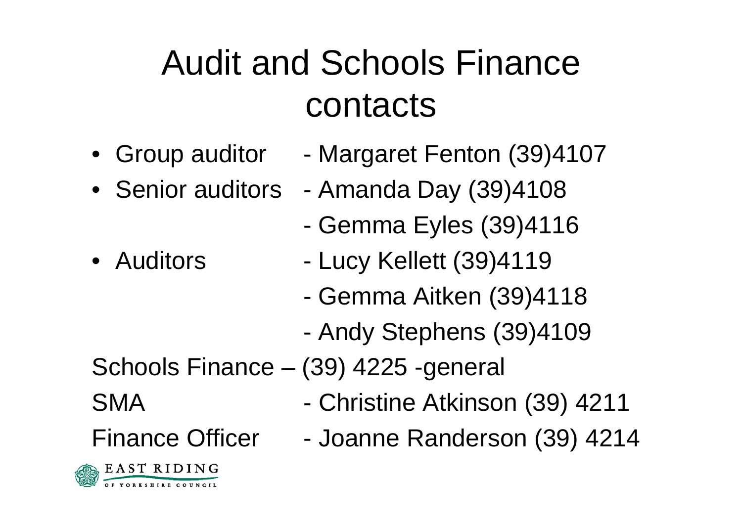# Audit and Schools Finance contacts

- Group auditor - Margaret Fenton (39)4107
- Senior auditors - Amanda Day (39)4108
  - Gemma Eyles (39)4116
- Auditors - Lucy Kellett (39)4119
  - Gemma Aitken (39)4118
  - Andy Stephens (39)4109

Schools Finance – (39) 4225 -general

SMA - Christine Atkinson (39) 4211

Finance Officer - Joanne Randerson (39) 4214

EAST RIDING OF YORKSHIRE COUNCIL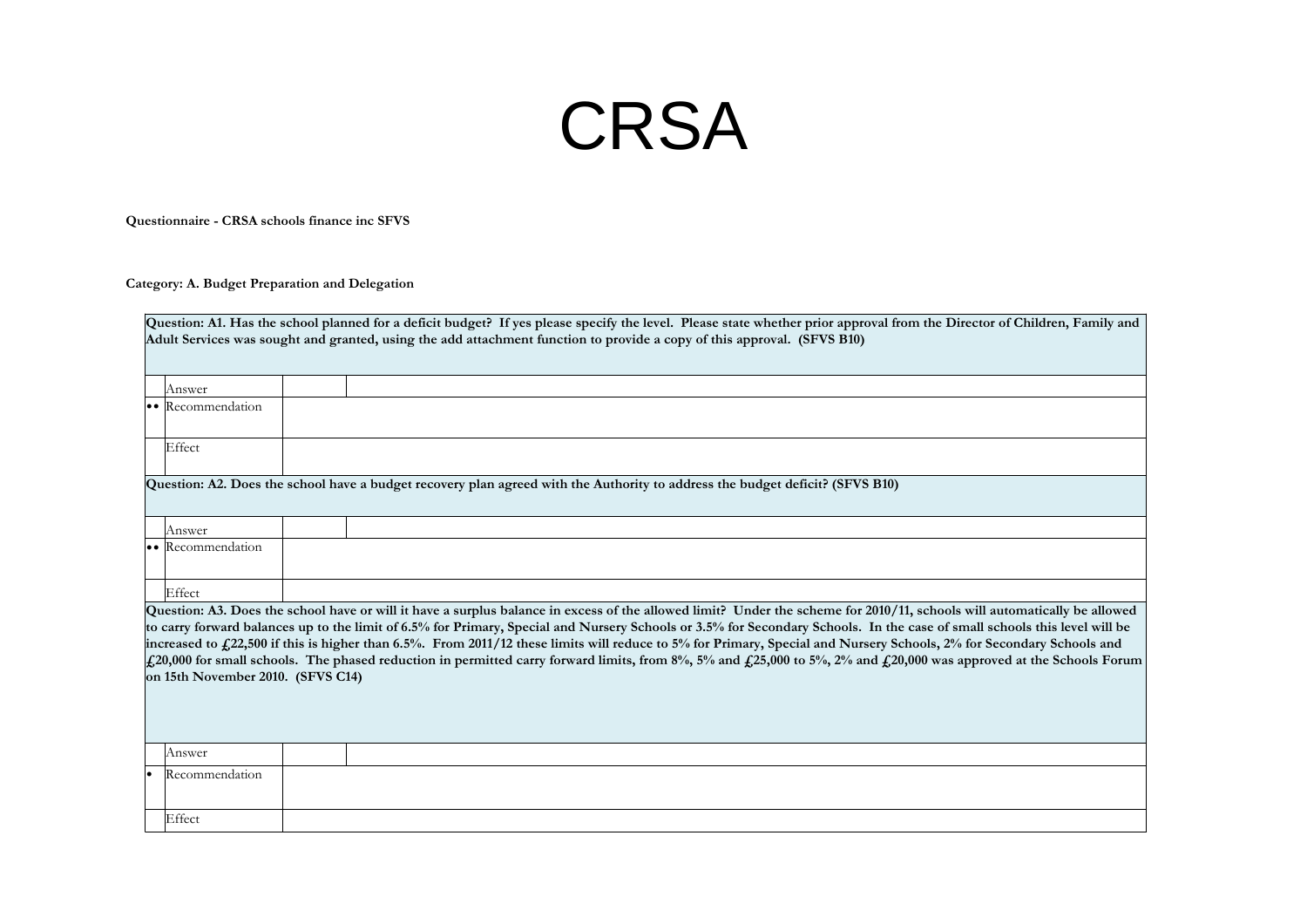# CRSA

**Questionnaire - CRSA schools finance inc SFVS**

**Category: A. Budget Preparation and Delegation**

| **Question: A1. Has the school planned for a deficit budget? If yes please specify the level. Please state whether prior approval from the Director of Children, Family and Adult Services was sought and granted, using the add attachment function to provide a copy of this approval. (SFVS B10)** | | | |
|---|---|---|---|
| | Answer | | |
| •• | Recommendation | | |
| | Effect | | |

| **Question: A2. Does the school have a budget recovery plan agreed with the Authority to address the budget deficit? (SFVS B10)** | | | |
|---|---|---|---|
| | Answer | | |
| •• | Recommendation | | |
| | Effect | | |

| **Question: A3. Does the school have or will it have a surplus balance in excess of the allowed limit? Under the scheme for 2010/11, schools will automatically be allowed to carry forward balances up to the limit of 6.5% for Primary, Special and Nursery Schools or 3.5% for Secondary Schools. In the case of small schools this level will be increased to £22,500 if this is higher than 6.5%. From 2011/12 these limits will reduce to 5% for Primary, Special and Nursery Schools, 2% for Secondary Schools and £20,000 for small schools. The phased reduction in permitted carry forward limits, from 8%, 5% and £25,000 to 5%, 2% and £20,000 was approved at the Schools Forum on 15th November 2010. (SFVS C14)** | | | |
|---|---|---|---|
| | Answer | | |
| • | Recommendation | | |
| | Effect | | |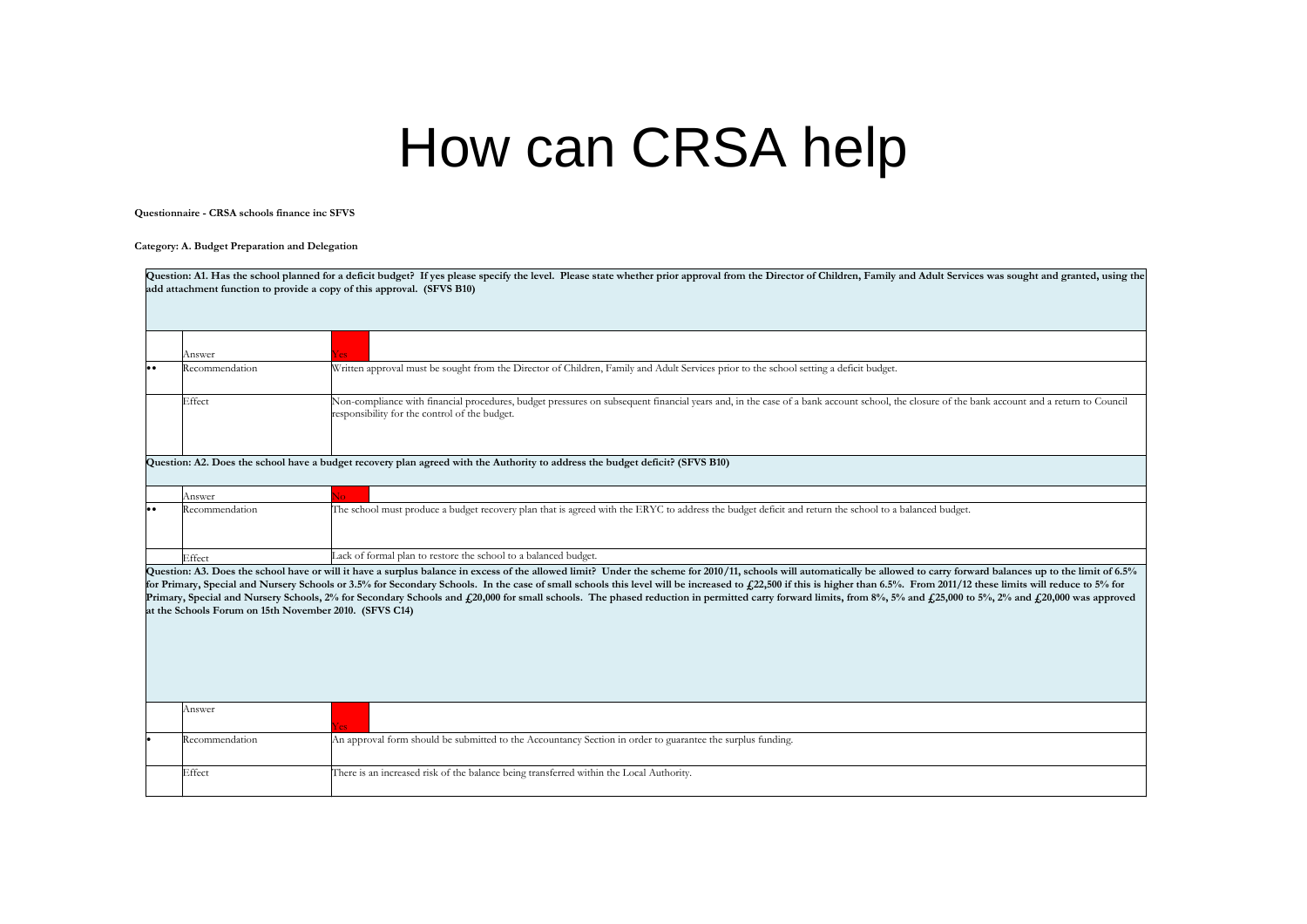# How can CRSA help

**Questionnaire - CRSA schools finance inc SFVS**

**Category: A. Budget Preparation and Delegation**

| | | |
|---|---|---|
| **Question: A1. Has the school planned for a deficit budget? If yes please specify the level. Please state whether prior approval from the Director of Children, Family and Adult Services was sought and granted, using the add attachment function to provide a copy of this approval. (SFVS B10)** | | |
| | Answer | Yes |
| •• | Recommendation | Written approval must be sought from the Director of Children, Family and Adult Services prior to the school setting a deficit budget. |
| | Effect | Non-compliance with financial procedures, budget pressures on subsequent financial years and, in the case of a bank account school, the closure of the bank account and a return to Council responsibility for the control of the budget. |
| **Question: A2. Does the school have a budget recovery plan agreed with the Authority to address the budget deficit? (SFVS B10)** | | |
| | Answer | No |
| •• | Recommendation | The school must produce a budget recovery plan that is agreed with the ERYC to address the budget deficit and return the school to a balanced budget. |
| | Effect | Lack of formal plan to restore the school to a balanced budget. |
| **Question: A3. Does the school have or will it have a surplus balance in excess of the allowed limit? Under the scheme for 2010/11, schools will automatically be allowed to carry forward balances up to the limit of 6.5% for Primary, Special and Nursery Schools or 3.5% for Secondary Schools. In the case of small schools this level will be increased to £22,500 if this is higher than 6.5%. From 2011/12 these limits will reduce to 5% for Primary, Special and Nursery Schools, 2% for Secondary Schools and £20,000 for small schools. The phased reduction in permitted carry forward limits, from 8%, 5% and £25,000 to 5%, 2% and £20,000 was approved at the Schools Forum on 15th November 2010. (SFVS C14)** | | |
| | Answer | Yes |
| • | Recommendation | An approval form should be submitted to the Accountancy Section in order to guarantee the surplus funding. |
| | Effect | There is an increased risk of the balance being transferred within the Local Authority. |